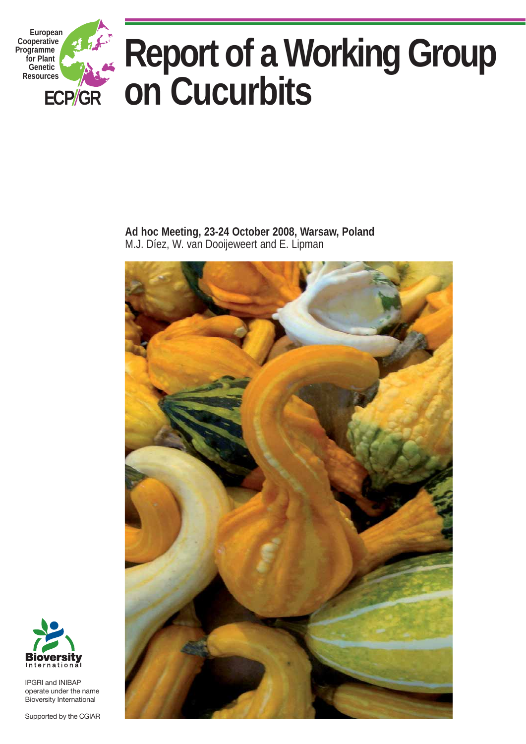European Cooperative Programme for Plant Genetic Resources

ECP/GR

# Report of a Working Group on Cucurbits

**Ad hoc Meeting, 23-24 October 2008, Warsaw, Poland**

M.J. Díez, W. van Dooijeweert and E. Lipman

Bioversity International

IPGRI and INIBAP operate under the name Bioversity International

Supported by the CGIAR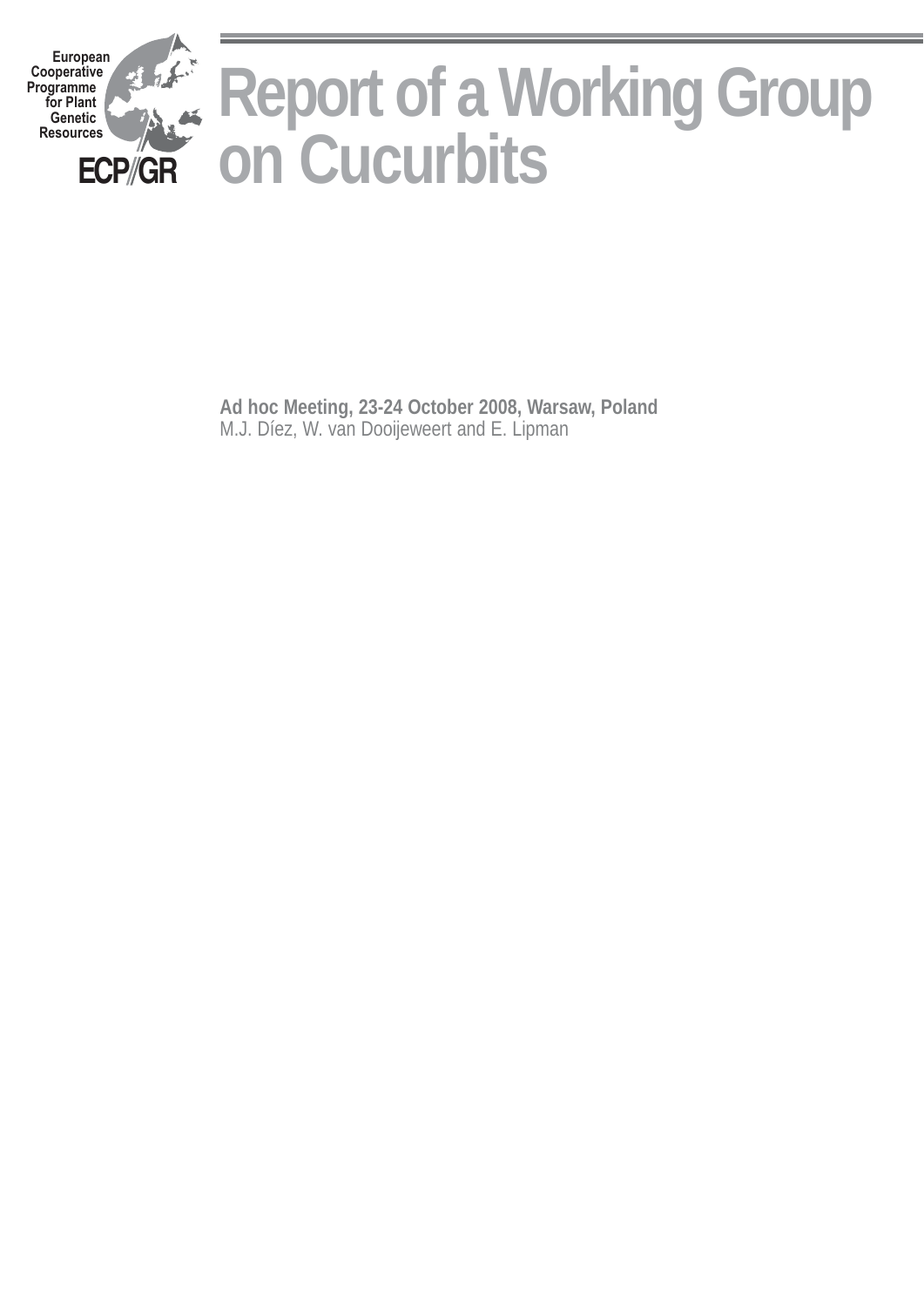European Cooperative Programme for Plant Genetic Resources

ECP/GR

# Report of a Working Group on Cucurbits

**Ad hoc Meeting, 23-24 October 2008, Warsaw, Poland**

M.J. Díez, W. van Dooijeweert and E. Lipman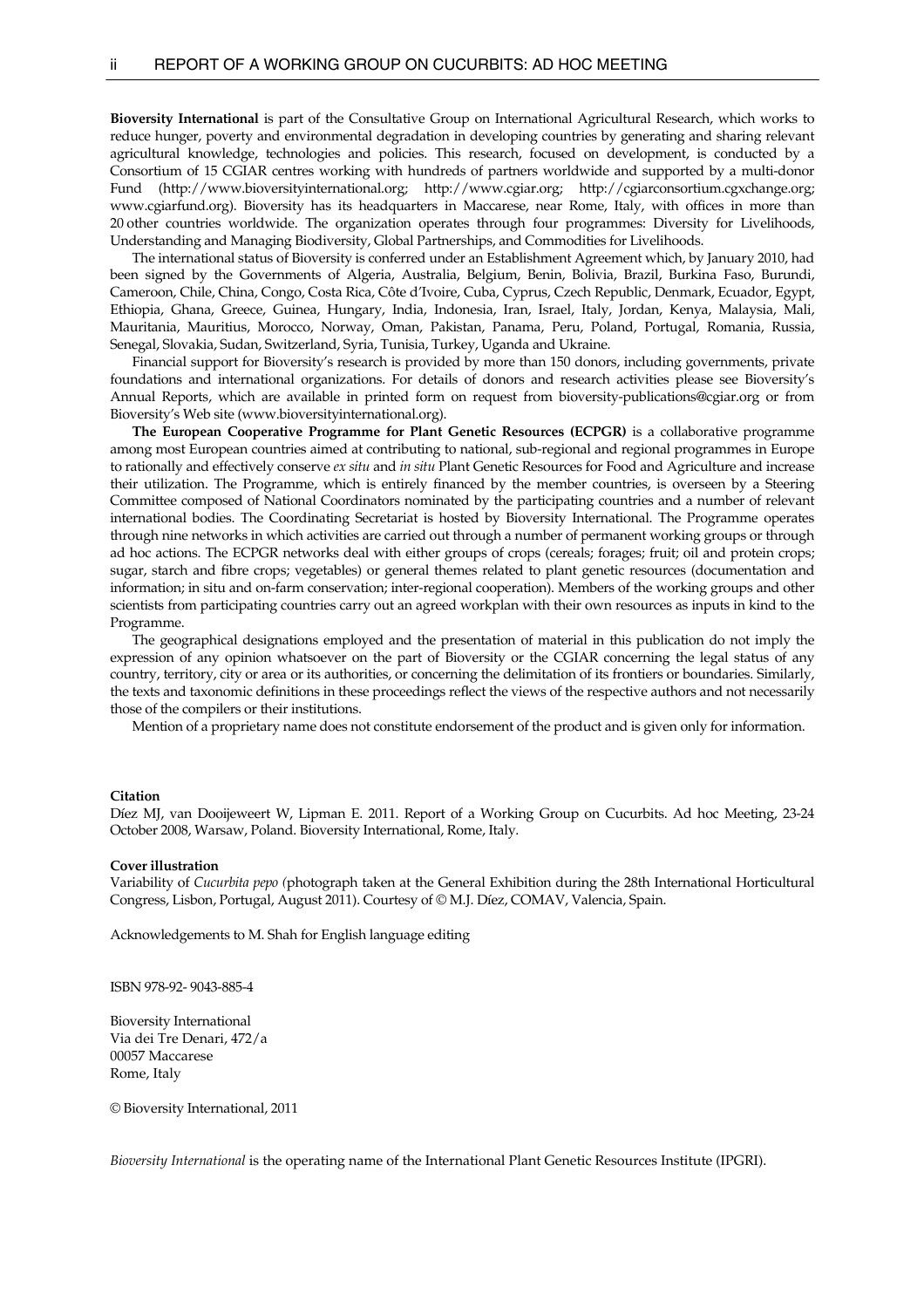**Bioversity International** is part of the Consultative Group on International Agricultural Research, which works to reduce hunger, poverty and environmental degradation in developing countries by generating and sharing relevant agricultural knowledge, technologies and policies. This research, focused on development, is conducted by a Consortium of 15 CGIAR centres working with hundreds of partners worldwide and supported by a multi-donor Fund (http://www.bioversityinternational.org; http://www.cgiar.org; http://cgiarconsortium.cgxchange.org; www.cgiarfund.org). Bioversity has its headquarters in Maccarese, near Rome, Italy, with offices in more than 20 other countries worldwide. The organization operates through four programmes: Diversity for Livelihoods, Understanding and Managing Biodiversity, Global Partnerships, and Commodities for Livelihoods.

The international status of Bioversity is conferred under an Establishment Agreement which, by January 2010, had been signed by the Governments of Algeria, Australia, Belgium, Benin, Bolivia, Brazil, Burkina Faso, Burundi, Cameroon, Chile, China, Congo, Costa Rica, Côte d'Ivoire, Cuba, Cyprus, Czech Republic, Denmark, Ecuador, Egypt, Ethiopia, Ghana, Greece, Guinea, Hungary, India, Indonesia, Iran, Israel, Italy, Jordan, Kenya, Malaysia, Mali, Mauritania, Mauritius, Morocco, Norway, Oman, Pakistan, Panama, Peru, Poland, Portugal, Romania, Russia, Senegal, Slovakia, Sudan, Switzerland, Syria, Tunisia, Turkey, Uganda and Ukraine.

Financial support for Bioversity's research is provided by more than 150 donors, including governments, private foundations and international organizations. For details of donors and research activities please see Bioversity's Annual Reports, which are available in printed form on request from bioversity-publications@cgiar.org or from Bioversity's Web site (www.bioversityinternational.org).

**The European Cooperative Programme for Plant Genetic Resources (ECPGR)** is a collaborative programme among most European countries aimed at contributing to national, sub-regional and regional programmes in Europe to rationally and effectively conserve *ex situ* and *in situ* Plant Genetic Resources for Food and Agriculture and increase their utilization. The Programme, which is entirely financed by the member countries, is overseen by a Steering Committee composed of National Coordinators nominated by the participating countries and a number of relevant international bodies. The Coordinating Secretariat is hosted by Bioversity International. The Programme operates through nine networks in which activities are carried out through a number of permanent working groups or through ad hoc actions. The ECPGR networks deal with either groups of crops (cereals; forages; fruit; oil and protein crops; sugar, starch and fibre crops; vegetables) or general themes related to plant genetic resources (documentation and information; in situ and on-farm conservation; inter-regional cooperation). Members of the working groups and other scientists from participating countries carry out an agreed workplan with their own resources as inputs in kind to the Programme.

The geographical designations employed and the presentation of material in this publication do not imply the expression of any opinion whatsoever on the part of Bioversity or the CGIAR concerning the legal status of any country, territory, city or area or its authorities, or concerning the delimitation of its frontiers or boundaries. Similarly, the texts and taxonomic definitions in these proceedings reflect the views of the respective authors and not necessarily those of the compilers or their institutions.

Mention of a proprietary name does not constitute endorsement of the product and is given only for information.

**Citation**

Díez MJ, van Dooijeweert W, Lipman E. 2011. Report of a Working Group on Cucurbits. Ad hoc Meeting, 23-24 October 2008, Warsaw, Poland. Bioversity International, Rome, Italy.

**Cover illustration**

Variability of *Cucurbita pepo (*photograph taken at the General Exhibition during the 28th International Horticultural Congress, Lisbon, Portugal, August 2011). Courtesy of © M.J. Díez, COMAV, Valencia, Spain.

Acknowledgements to M. Shah for English language editing

ISBN 978-92- 9043-885-4

Bioversity International
Via dei Tre Denari, 472/a
00057 Maccarese
Rome, Italy

© Bioversity International, 2011

*Bioversity International* is the operating name of the International Plant Genetic Resources Institute (IPGRI).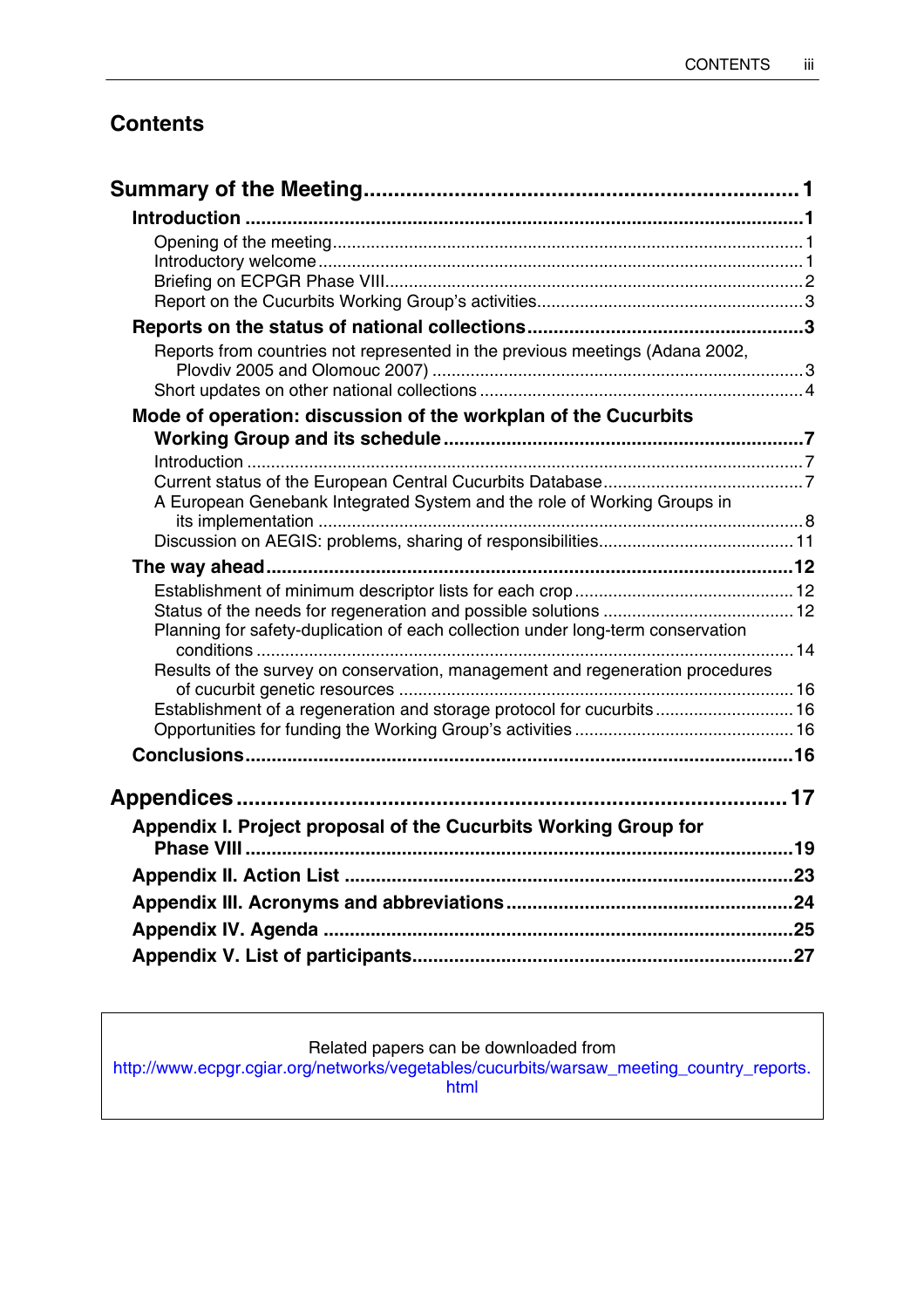# Contents

**Summary of the Meeting ........................................................................ 1**

**Introduction ........................................................................................ 1**

- Opening of the meeting ................................................................................. 1
- Introductory welcome ..................................................................................... 1
- Briefing on ECPGR Phase VIII ...................................................................... 2
- Report on the Cucurbits Working Group's activities ...................................... 3

**Reports on the status of national collections ................................................... 3**

- Reports from countries not represented in the previous meetings (Adana 2002, Plovdiv 2005 and Olomouc 2007) ............................................................................. 3
- Short updates on other national collections .................................................. 4

**Mode of operation: discussion of the workplan of the Cucurbits Working Group and its schedule .................................................................................... 7**

- Introduction ..................................................................................................... 7
- Current status of the European Central Cucurbits Database .......................... 7
- A European Genebank Integrated System and the role of Working Groups in its implementation ..................................................................................... 8
- Discussion on AEGIS: problems, sharing of responsibilities ......................... 11

**The way ahead ................................................................................................... 12**

- Establishment of minimum descriptor lists for each crop .............................. 12
- Status of the needs for regeneration and possible solutions ........................ 12
- Planning for safety-duplication of each collection under long-term conservation conditions ............................................................................................... 14
- Results of the survey on conservation, management and regeneration procedures of cucurbit genetic resources ................................................................. 16
- Establishment of a regeneration and storage protocol for cucurbits ............ 16
- Opportunities for funding the Working Group's activities ............................. 16

**Conclusions ....................................................................................................... 16**

**Appendices ........................................................................................... 17**

**Appendix I. Project proposal of the Cucurbits Working Group for Phase VIII ........................................................................................................ 19**

**Appendix II. Action List ...................................................................................... 23**

**Appendix III. Acronyms and abbreviations ....................................................... 24**

**Appendix IV. Agenda ......................................................................................... 25**

**Appendix V. List of participants ......................................................................... 27**

Related papers can be downloaded from
http://www.ecpgr.cgiar.org/networks/vegetables/cucurbits/warsaw_meeting_country_reports.html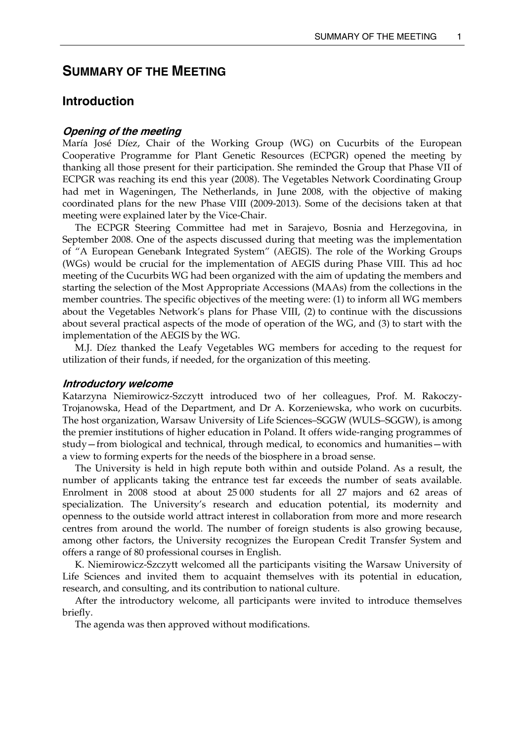# SUMMARY OF THE MEETING

## Introduction

### *Opening of the meeting*

María José Díez, Chair of the Working Group (WG) on Cucurbits of the European Cooperative Programme for Plant Genetic Resources (ECPGR) opened the meeting by thanking all those present for their participation. She reminded the Group that Phase VII of ECPGR was reaching its end this year (2008). The Vegetables Network Coordinating Group had met in Wageningen, The Netherlands, in June 2008, with the objective of making coordinated plans for the new Phase VIII (2009-2013). Some of the decisions taken at that meeting were explained later by the Vice-Chair.

The ECPGR Steering Committee had met in Sarajevo, Bosnia and Herzegovina, in September 2008. One of the aspects discussed during that meeting was the implementation of "A European Genebank Integrated System" (AEGIS). The role of the Working Groups (WGs) would be crucial for the implementation of AEGIS during Phase VIII. This ad hoc meeting of the Cucurbits WG had been organized with the aim of updating the members and starting the selection of the Most Appropriate Accessions (MAAs) from the collections in the member countries. The specific objectives of the meeting were: (1) to inform all WG members about the Vegetables Network's plans for Phase VIII, (2) to continue with the discussions about several practical aspects of the mode of operation of the WG, and (3) to start with the implementation of the AEGIS by the WG.

M.J. Díez thanked the Leafy Vegetables WG members for acceding to the request for utilization of their funds, if needed, for the organization of this meeting.

### *Introductory welcome*

Katarzyna Niemirowicz-Szczytt introduced two of her colleagues, Prof. M. Rakoczy-Trojanowska, Head of the Department, and Dr A. Korzeniewska, who work on cucurbits. The host organization, Warsaw University of Life Sciences–SGGW (WULS–SGGW), is among the premier institutions of higher education in Poland. It offers wide-ranging programmes of study—from biological and technical, through medical, to economics and humanities—with a view to forming experts for the needs of the biosphere in a broad sense.

The University is held in high repute both within and outside Poland. As a result, the number of applicants taking the entrance test far exceeds the number of seats available. Enrolment in 2008 stood at about 25 000 students for all 27 majors and 62 areas of specialization. The University's research and education potential, its modernity and openness to the outside world attract interest in collaboration from more and more research centres from around the world. The number of foreign students is also growing because, among other factors, the University recognizes the European Credit Transfer System and offers a range of 80 professional courses in English.

K. Niemirowicz-Szczytt welcomed all the participants visiting the Warsaw University of Life Sciences and invited them to acquaint themselves with its potential in education, research, and consulting, and its contribution to national culture.

After the introductory welcome, all participants were invited to introduce themselves briefly.

The agenda was then approved without modifications.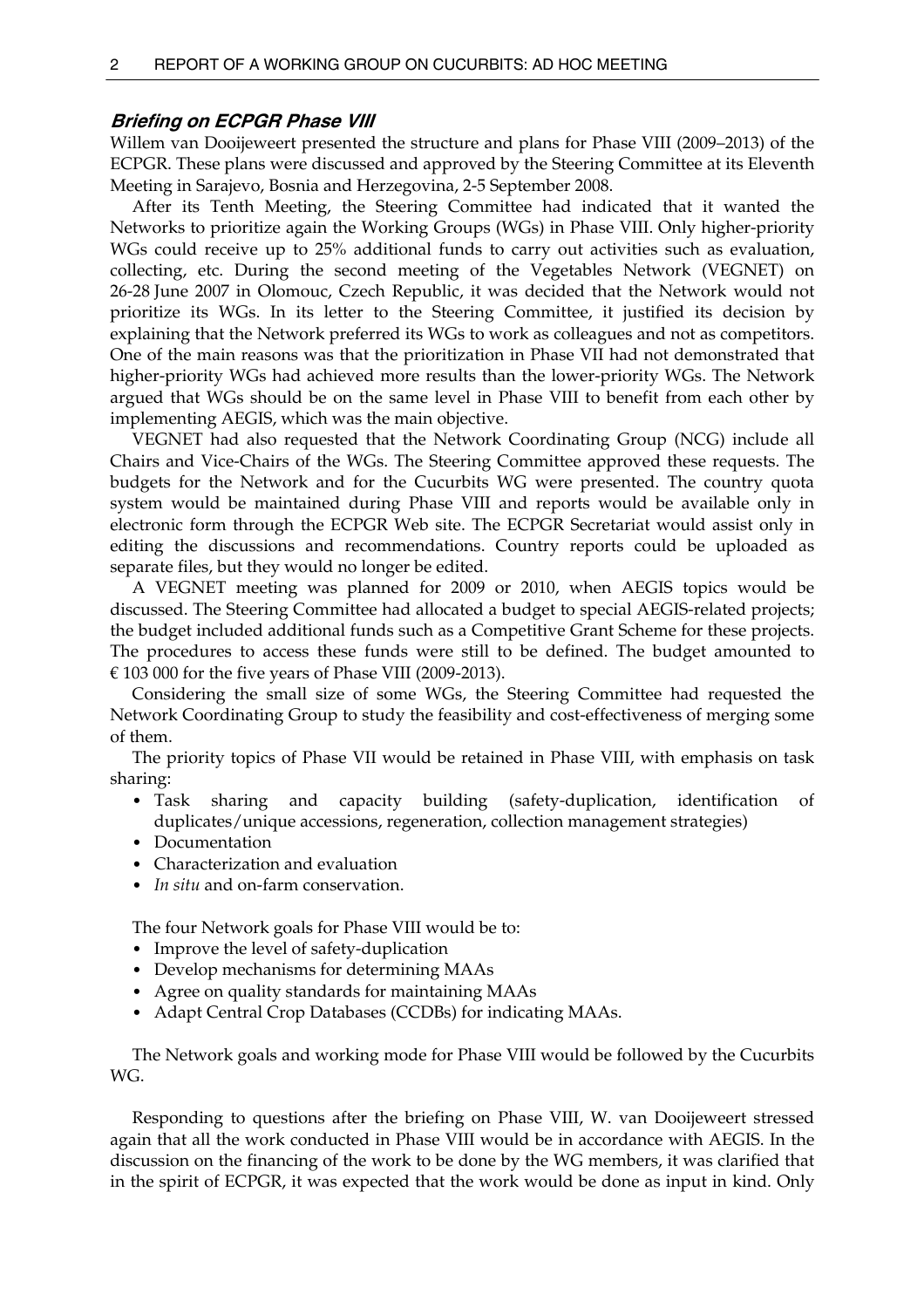### *Briefing on ECPGR Phase VIII*

Willem van Dooijeweert presented the structure and plans for Phase VIII (2009–2013) of the ECPGR. These plans were discussed and approved by the Steering Committee at its Eleventh Meeting in Sarajevo, Bosnia and Herzegovina, 2-5 September 2008.

After its Tenth Meeting, the Steering Committee had indicated that it wanted the Networks to prioritize again the Working Groups (WGs) in Phase VIII. Only higher-priority WGs could receive up to 25% additional funds to carry out activities such as evaluation, collecting, etc. During the second meeting of the Vegetables Network (VEGNET) on 26-28 June 2007 in Olomouc, Czech Republic, it was decided that the Network would not prioritize its WGs. In its letter to the Steering Committee, it justified its decision by explaining that the Network preferred its WGs to work as colleagues and not as competitors. One of the main reasons was that the prioritization in Phase VII had not demonstrated that higher-priority WGs had achieved more results than the lower-priority WGs. The Network argued that WGs should be on the same level in Phase VIII to benefit from each other by implementing AEGIS, which was the main objective.

VEGNET had also requested that the Network Coordinating Group (NCG) include all Chairs and Vice-Chairs of the WGs. The Steering Committee approved these requests. The budgets for the Network and for the Cucurbits WG were presented. The country quota system would be maintained during Phase VIII and reports would be available only in electronic form through the ECPGR Web site. The ECPGR Secretariat would assist only in editing the discussions and recommendations. Country reports could be uploaded as separate files, but they would no longer be edited.

A VEGNET meeting was planned for 2009 or 2010, when AEGIS topics would be discussed. The Steering Committee had allocated a budget to special AEGIS-related projects; the budget included additional funds such as a Competitive Grant Scheme for these projects. The procedures to access these funds were still to be defined. The budget amounted to € 103 000 for the five years of Phase VIII (2009-2013).

Considering the small size of some WGs, the Steering Committee had requested the Network Coordinating Group to study the feasibility and cost-effectiveness of merging some of them.

The priority topics of Phase VII would be retained in Phase VIII, with emphasis on task sharing:

- Task sharing and capacity building (safety-duplication, identification of duplicates/unique accessions, regeneration, collection management strategies)
- Documentation
- Characterization and evaluation
- *In situ* and on-farm conservation.

The four Network goals for Phase VIII would be to:

- Improve the level of safety-duplication
- Develop mechanisms for determining MAAs
- Agree on quality standards for maintaining MAAs
- Adapt Central Crop Databases (CCDBs) for indicating MAAs.

The Network goals and working mode for Phase VIII would be followed by the Cucurbits WG.

Responding to questions after the briefing on Phase VIII, W. van Dooijeweert stressed again that all the work conducted in Phase VIII would be in accordance with AEGIS. In the discussion on the financing of the work to be done by the WG members, it was clarified that in the spirit of ECPGR, it was expected that the work would be done as input in kind. Only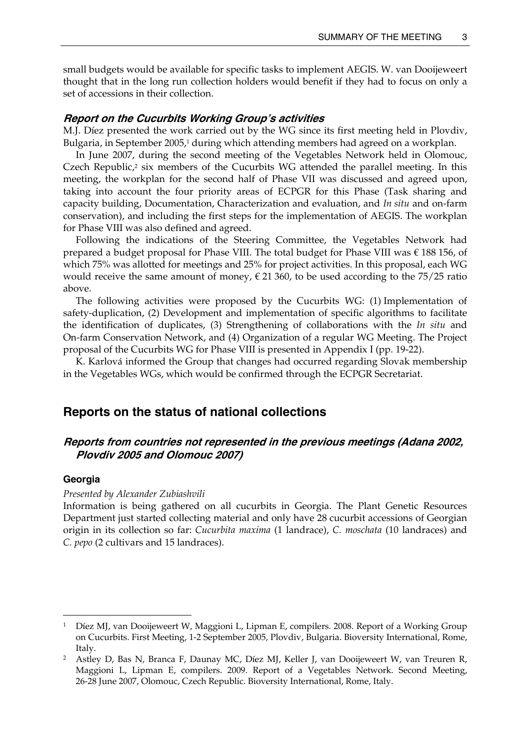small budgets would be available for specific tasks to implement AEGIS. W. van Dooijeweert thought that in the long run collection holders would benefit if they had to focus on only a set of accessions in their collection.

### *Report on the Cucurbits Working Group's activities*

M.J. Díez presented the work carried out by the WG since its first meeting held in Plovdiv, Bulgaria, in September 2005,[1] during which attending members had agreed on a workplan.

In June 2007, during the second meeting of the Vegetables Network held in Olomouc, Czech Republic,[2] six members of the Cucurbits WG attended the parallel meeting. In this meeting, the workplan for the second half of Phase VII was discussed and agreed upon, taking into account the four priority areas of ECPGR for this Phase (Task sharing and capacity building, Documentation, Characterization and evaluation, and *In situ* and on-farm conservation), and including the first steps for the implementation of AEGIS. The workplan for Phase VIII was also defined and agreed.

Following the indications of the Steering Committee, the Vegetables Network had prepared a budget proposal for Phase VIII. The total budget for Phase VIII was € 188 156, of which 75% was allotted for meetings and 25% for project activities. In this proposal, each WG would receive the same amount of money, € 21 360, to be used according to the 75/25 ratio above.

The following activities were proposed by the Cucurbits WG: (1) Implementation of safety-duplication, (2) Development and implementation of specific algorithms to facilitate the identification of duplicates, (3) Strengthening of collaborations with the *In situ* and On-farm Conservation Network, and (4) Organization of a regular WG Meeting. The Project proposal of the Cucurbits WG for Phase VIII is presented in Appendix I (pp. 19-22).

K. Karlová informed the Group that changes had occurred regarding Slovak membership in the Vegetables WGs, which would be confirmed through the ECPGR Secretariat.

## Reports on the status of national collections

### *Reports from countries not represented in the previous meetings (Adana 2002, Plovdiv 2005 and Olomouc 2007)*

#### Georgia

*Presented by Alexander Zubiashvili*

Information is being gathered on all cucurbits in Georgia. The Plant Genetic Resources Department just started collecting material and only have 28 cucurbit accessions of Georgian origin in its collection so far: *Cucurbita maxima* (1 landrace), *C. moschata* (10 landraces) and *C. pepo* (2 cultivars and 15 landraces).

---

[1] Díez MJ, van Dooijeweert W, Maggioni L, Lipman E, compilers. 2008. Report of a Working Group on Cucurbits. First Meeting, 1-2 September 2005, Plovdiv, Bulgaria. Bioversity International, Rome, Italy.

[2] Astley D, Bas N, Branca F, Daunay MC, Díez MJ, Keller J, van Dooijeweert W, van Treuren R, Maggioni L, Lipman E, compilers. 2009. Report of a Vegetables Network. Second Meeting, 26-28 June 2007, Olomouc, Czech Republic. Bioversity International, Rome, Italy.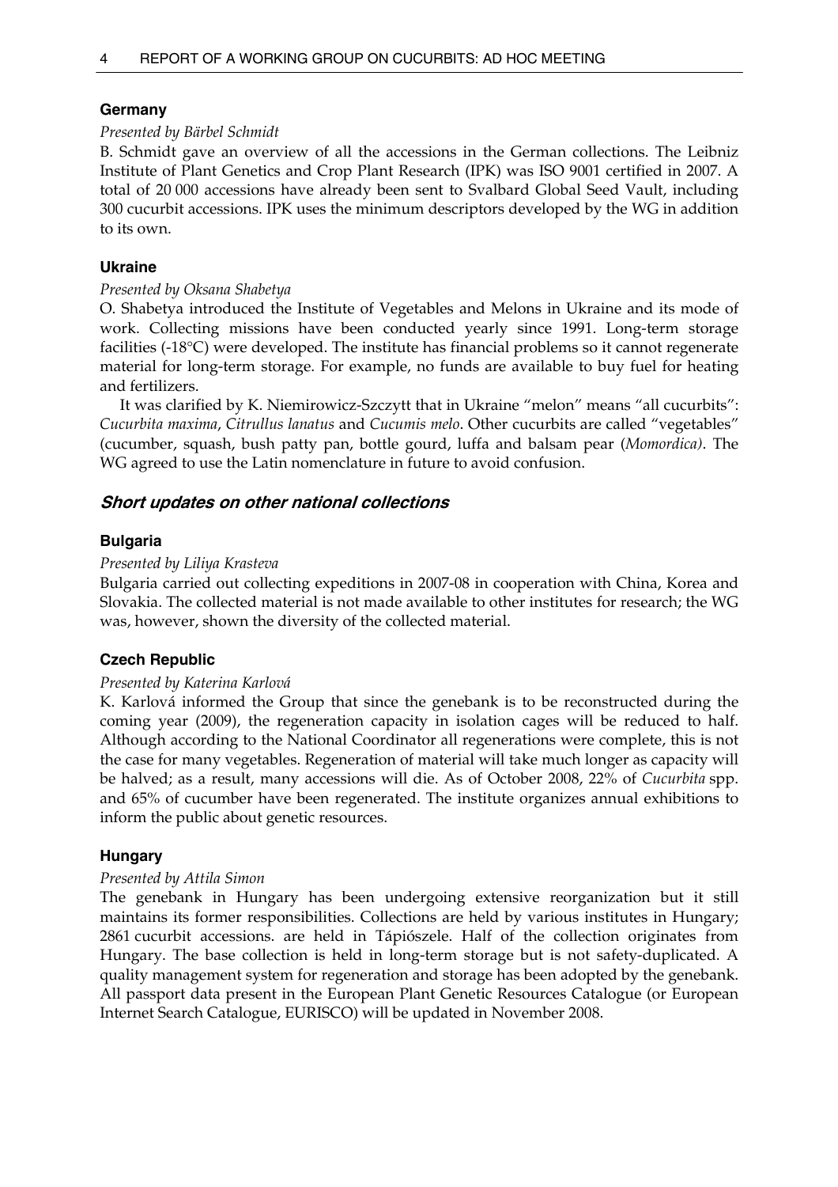### Germany

*Presented by Bärbel Schmidt*

B. Schmidt gave an overview of all the accessions in the German collections. The Leibniz Institute of Plant Genetics and Crop Plant Research (IPK) was ISO 9001 certified in 2007. A total of 20 000 accessions have already been sent to Svalbard Global Seed Vault, including 300 cucurbit accessions. IPK uses the minimum descriptors developed by the WG in addition to its own.

### Ukraine

*Presented by Oksana Shabetya*

O. Shabetya introduced the Institute of Vegetables and Melons in Ukraine and its mode of work. Collecting missions have been conducted yearly since 1991. Long-term storage facilities (-18°C) were developed. The institute has financial problems so it cannot regenerate material for long-term storage. For example, no funds are available to buy fuel for heating and fertilizers.

It was clarified by K. Niemirowicz-Szczytt that in Ukraine "melon" means "all cucurbits": *Cucurbita maxima*, *Citrullus lanatus* and *Cucumis melo*. Other cucurbits are called "vegetables" (cucumber, squash, bush patty pan, bottle gourd, luffa and balsam pear (*Momordica)*. The WG agreed to use the Latin nomenclature in future to avoid confusion.

## *Short updates on other national collections*

### Bulgaria

*Presented by Liliya Krasteva*

Bulgaria carried out collecting expeditions in 2007-08 in cooperation with China, Korea and Slovakia. The collected material is not made available to other institutes for research; the WG was, however, shown the diversity of the collected material.

### Czech Republic

*Presented by Katerina Karlová*

K. Karlová informed the Group that since the genebank is to be reconstructed during the coming year (2009), the regeneration capacity in isolation cages will be reduced to half. Although according to the National Coordinator all regenerations were complete, this is not the case for many vegetables. Regeneration of material will take much longer as capacity will be halved; as a result, many accessions will die. As of October 2008, 22% of *Cucurbita* spp. and 65% of cucumber have been regenerated. The institute organizes annual exhibitions to inform the public about genetic resources.

### Hungary

*Presented by Attila Simon*

The genebank in Hungary has been undergoing extensive reorganization but it still maintains its former responsibilities. Collections are held by various institutes in Hungary; 2861 cucurbit accessions. are held in Tápiószele. Half of the collection originates from Hungary. The base collection is held in long-term storage but is not safety-duplicated. A quality management system for regeneration and storage has been adopted by the genebank. All passport data present in the European Plant Genetic Resources Catalogue (or European Internet Search Catalogue, EURISCO) will be updated in November 2008.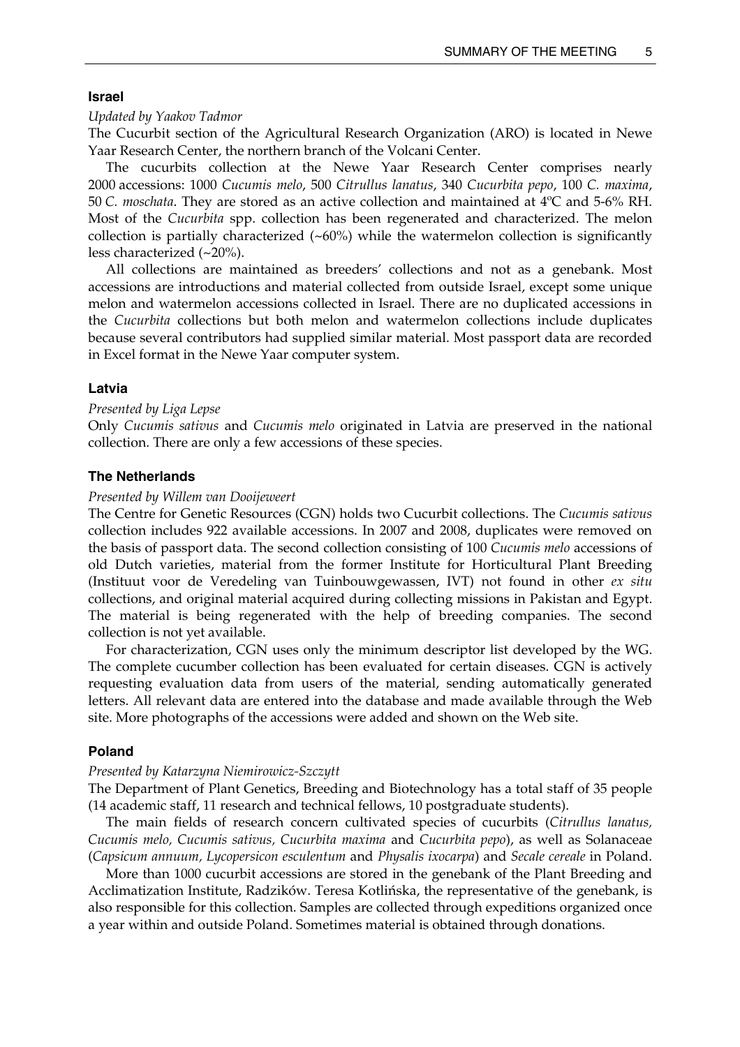### Israel

*Updated by Yaakov Tadmor*

The Cucurbit section of the Agricultural Research Organization (ARO) is located in Newe Yaar Research Center, the northern branch of the Volcani Center.

The cucurbits collection at the Newe Yaar Research Center comprises nearly 2000 accessions: 1000 *Cucumis melo*, 500 *Citrullus lanatus*, 340 *Cucurbita pepo*, 100 *C. maxima*, 50 *C. moschata*. They are stored as an active collection and maintained at 4ºC and 5-6% RH. Most of the *Cucurbita* spp. collection has been regenerated and characterized. The melon collection is partially characterized (~60%) while the watermelon collection is significantly less characterized (~20%).

All collections are maintained as breeders' collections and not as a genebank. Most accessions are introductions and material collected from outside Israel, except some unique melon and watermelon accessions collected in Israel. There are no duplicated accessions in the *Cucurbita* collections but both melon and watermelon collections include duplicates because several contributors had supplied similar material. Most passport data are recorded in Excel format in the Newe Yaar computer system.

### Latvia

*Presented by Liga Lepse*

Only *Cucumis sativus* and *Cucumis melo* originated in Latvia are preserved in the national collection. There are only a few accessions of these species.

### The Netherlands

*Presented by Willem van Dooijeweert*

The Centre for Genetic Resources (CGN) holds two Cucurbit collections. The *Cucumis sativus* collection includes 922 available accessions. In 2007 and 2008, duplicates were removed on the basis of passport data. The second collection consisting of 100 *Cucumis melo* accessions of old Dutch varieties, material from the former Institute for Horticultural Plant Breeding (Instituut voor de Veredeling van Tuinbouwgewassen, IVT) not found in other *ex situ* collections, and original material acquired during collecting missions in Pakistan and Egypt. The material is being regenerated with the help of breeding companies. The second collection is not yet available.

For characterization, CGN uses only the minimum descriptor list developed by the WG. The complete cucumber collection has been evaluated for certain diseases. CGN is actively requesting evaluation data from users of the material, sending automatically generated letters. All relevant data are entered into the database and made available through the Web site. More photographs of the accessions were added and shown on the Web site.

### Poland

*Presented by Katarzyna Niemirowicz-Szczytt*

The Department of Plant Genetics, Breeding and Biotechnology has a total staff of 35 people (14 academic staff, 11 research and technical fellows, 10 postgraduate students).

The main fields of research concern cultivated species of cucurbits (*Citrullus lanatus, Cucumis melo, Cucumis sativus, Cucurbita maxima* and *Cucurbita pepo*), as well as Solanaceae (*Capsicum annuum, Lycopersicon esculentum* and *Physalis ixocarpa*) and *Secale cereale* in Poland.

More than 1000 cucurbit accessions are stored in the genebank of the Plant Breeding and Acclimatization Institute, Radzików. Teresa Kotlińska, the representative of the genebank, is also responsible for this collection. Samples are collected through expeditions organized once a year within and outside Poland. Sometimes material is obtained through donations.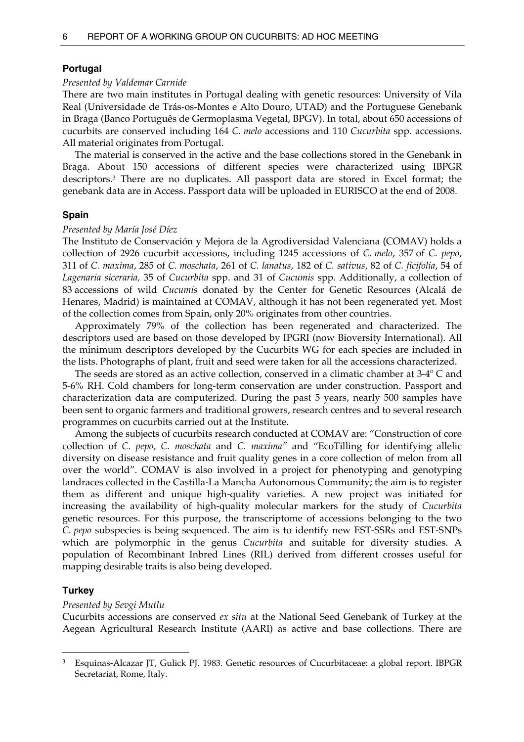### Portugal

*Presented by Valdemar Carnide*

There are two main institutes in Portugal dealing with genetic resources: University of Vila Real (Universidade de Trás-os-Montes e Alto Douro, UTAD) and the Portuguese Genebank in Braga (Banco Português de Germoplasma Vegetal, BPGV). In total, about 650 accessions of cucurbits are conserved including 164 *C. melo* accessions and 110 *Cucurbita* spp. accessions. All material originates from Portugal.

The material is conserved in the active and the base collections stored in the Genebank in Braga. About 150 accessions of different species were characterized using IBPGR descriptors.[3] There are no duplicates. All passport data are stored in Excel format; the genebank data are in Access. Passport data will be uploaded in EURISCO at the end of 2008.

### Spain

*Presented by María José Díez*

The Instituto de Conservación y Mejora de la Agrodiversidad Valenciana (COMAV) holds a collection of 2926 cucurbit accessions, including 1245 accessions of *C. melo*, 357 of *C. pepo*, 311 of *C. maxima*, 285 of *C. moschata*, 261 of *C. lanatus*, 182 of *C. sativus*, 82 of *C. ficifolia*, 54 of *Lagenaria siceraria,* 35 of *Cucurbita* spp. and 31 of *Cucumis* spp. Additionally, a collection of 83 accessions of wild *Cucumis* donated by the Center for Genetic Resources (Alcalá de Henares, Madrid) is maintained at COMAV, although it has not been regenerated yet. Most of the collection comes from Spain, only 20% originates from other countries.

Approximately 79% of the collection has been regenerated and characterized. The descriptors used are based on those developed by IPGRI (now Bioversity International). All the minimum descriptors developed by the Cucurbits WG for each species are included in the lists. Photographs of plant, fruit and seed were taken for all the accessions characterized.

The seeds are stored as an active collection, conserved in a climatic chamber at 3-4º C and 5-6% RH. Cold chambers for long-term conservation are under construction. Passport and characterization data are computerized. During the past 5 years, nearly 500 samples have been sent to organic farmers and traditional growers, research centres and to several research programmes on cucurbits carried out at the Institute.

Among the subjects of cucurbits research conducted at COMAV are: "Construction of core collection of *C. pepo, C. moschata* and *C. maxima"* and "EcoTilling for identifying allelic diversity on disease resistance and fruit quality genes in a core collection of melon from all over the world". COMAV is also involved in a project for phenotyping and genotyping landraces collected in the Castilla-La Mancha Autonomous Community; the aim is to register them as different and unique high-quality varieties. A new project was initiated for increasing the availability of high-quality molecular markers for the study of *Cucurbita* genetic resources. For this purpose, the transcriptome of accessions belonging to the two *C. pepo* subspecies is being sequenced. The aim is to identify new EST-SSRs and EST-SNPs which are polymorphic in the genus *Cucurbita* and suitable for diversity studies. A population of Recombinant Inbred Lines (RIL) derived from different crosses useful for mapping desirable traits is also being developed.

### Turkey

*Presented by Sevgi Mutlu*

Cucurbits accessions are conserved *ex situ* at the National Seed Genebank of Turkey at the Aegean Agricultural Research Institute (AARI) as active and base collections. There are

---

[3] Esquinas-Alcazar JT, Gulick PJ. 1983. Genetic resources of Cucurbitaceae: a global report. IBPGR Secretariat, Rome, Italy.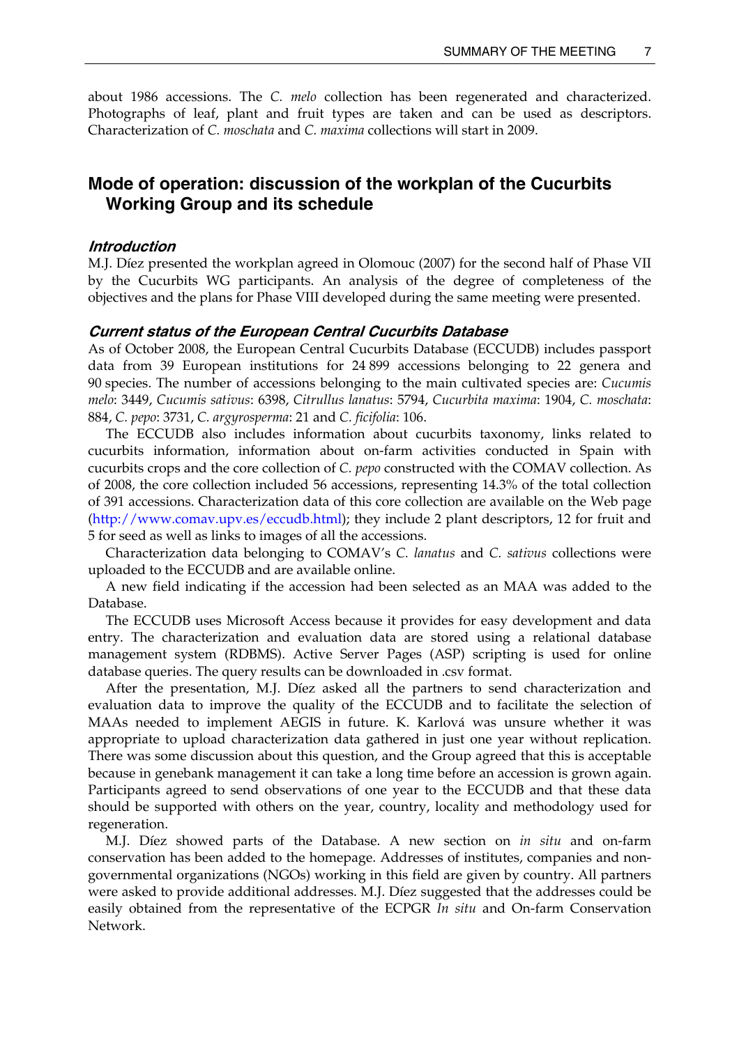about 1986 accessions. The *C. melo* collection has been regenerated and characterized. Photographs of leaf, plant and fruit types are taken and can be used as descriptors. Characterization of *C. moschata* and *C. maxima* collections will start in 2009.

## Mode of operation: discussion of the workplan of the Cucurbits Working Group and its schedule

### *Introduction*

M.J. Díez presented the workplan agreed in Olomouc (2007) for the second half of Phase VII by the Cucurbits WG participants. An analysis of the degree of completeness of the objectives and the plans for Phase VIII developed during the same meeting were presented.

### *Current status of the European Central Cucurbits Database*

As of October 2008, the European Central Cucurbits Database (ECCUDB) includes passport data from 39 European institutions for 24 899 accessions belonging to 22 genera and 90 species. The number of accessions belonging to the main cultivated species are: *Cucumis melo*: 3449, *Cucumis sativus*: 6398, *Citrullus lanatus*: 5794, *Cucurbita maxima*: 1904, *C. moschata*: 884, *C. pepo*: 3731, *C. argyrosperma*: 21 and *C. ficifolia*: 106.

The ECCUDB also includes information about cucurbits taxonomy, links related to cucurbits information, information about on-farm activities conducted in Spain with cucurbits crops and the core collection of *C. pepo* constructed with the COMAV collection. As of 2008, the core collection included 56 accessions, representing 14.3% of the total collection of 391 accessions. Characterization data of this core collection are available on the Web page (http://www.comav.upv.es/eccudb.html); they include 2 plant descriptors, 12 for fruit and 5 for seed as well as links to images of all the accessions.

Characterization data belonging to COMAV's *C. lanatus* and *C. sativus* collections were uploaded to the ECCUDB and are available online.

A new field indicating if the accession had been selected as an MAA was added to the Database.

The ECCUDB uses Microsoft Access because it provides for easy development and data entry. The characterization and evaluation data are stored using a relational database management system (RDBMS). Active Server Pages (ASP) scripting is used for online database queries. The query results can be downloaded in .csv format.

After the presentation, M.J. Díez asked all the partners to send characterization and evaluation data to improve the quality of the ECCUDB and to facilitate the selection of MAAs needed to implement AEGIS in future. K. Karlová was unsure whether it was appropriate to upload characterization data gathered in just one year without replication. There was some discussion about this question, and the Group agreed that this is acceptable because in genebank management it can take a long time before an accession is grown again. Participants agreed to send observations of one year to the ECCUDB and that these data should be supported with others on the year, country, locality and methodology used for regeneration.

M.J. Díez showed parts of the Database. A new section on *in situ* and on-farm conservation has been added to the homepage. Addresses of institutes, companies and non-governmental organizations (NGOs) working in this field are given by country. All partners were asked to provide additional addresses. M.J. Díez suggested that the addresses could be easily obtained from the representative of the ECPGR *In situ* and On-farm Conservation Network.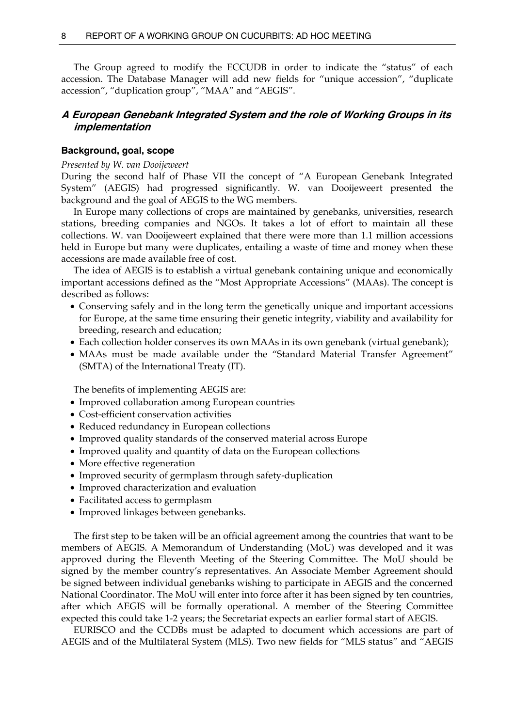The Group agreed to modify the ECCUDB in order to indicate the "status" of each accession. The Database Manager will add new fields for "unique accession", "duplicate accession", "duplication group", "MAA" and "AEGIS".

## *A European Genebank Integrated System and the role of Working Groups in its implementation*

### Background, goal, scope

*Presented by W. van Dooijeweert*

During the second half of Phase VII the concept of "A European Genebank Integrated System" (AEGIS) had progressed significantly. W. van Dooijeweert presented the background and the goal of AEGIS to the WG members.

In Europe many collections of crops are maintained by genebanks, universities, research stations, breeding companies and NGOs. It takes a lot of effort to maintain all these collections. W. van Dooijeweert explained that there were more than 1.1 million accessions held in Europe but many were duplicates, entailing a waste of time and money when these accessions are made available free of cost.

The idea of AEGIS is to establish a virtual genebank containing unique and economically important accessions defined as the "Most Appropriate Accessions" (MAAs). The concept is described as follows:

- Conserving safely and in the long term the genetically unique and important accessions for Europe, at the same time ensuring their genetic integrity, viability and availability for breeding, research and education;
- Each collection holder conserves its own MAAs in its own genebank (virtual genebank);
- MAAs must be made available under the "Standard Material Transfer Agreement" (SMTA) of the International Treaty (IT).

The benefits of implementing AEGIS are:

- Improved collaboration among European countries
- Cost-efficient conservation activities
- Reduced redundancy in European collections
- Improved quality standards of the conserved material across Europe
- Improved quality and quantity of data on the European collections
- More effective regeneration
- Improved security of germplasm through safety-duplication
- Improved characterization and evaluation
- Facilitated access to germplasm
- Improved linkages between genebanks.

The first step to be taken will be an official agreement among the countries that want to be members of AEGIS. A Memorandum of Understanding (MoU) was developed and it was approved during the Eleventh Meeting of the Steering Committee. The MoU should be signed by the member country's representatives. An Associate Member Agreement should be signed between individual genebanks wishing to participate in AEGIS and the concerned National Coordinator. The MoU will enter into force after it has been signed by ten countries, after which AEGIS will be formally operational. A member of the Steering Committee expected this could take 1-2 years; the Secretariat expects an earlier formal start of AEGIS.

EURISCO and the CCDBs must be adapted to document which accessions are part of AEGIS and of the Multilateral System (MLS). Two new fields for "MLS status" and "AEGIS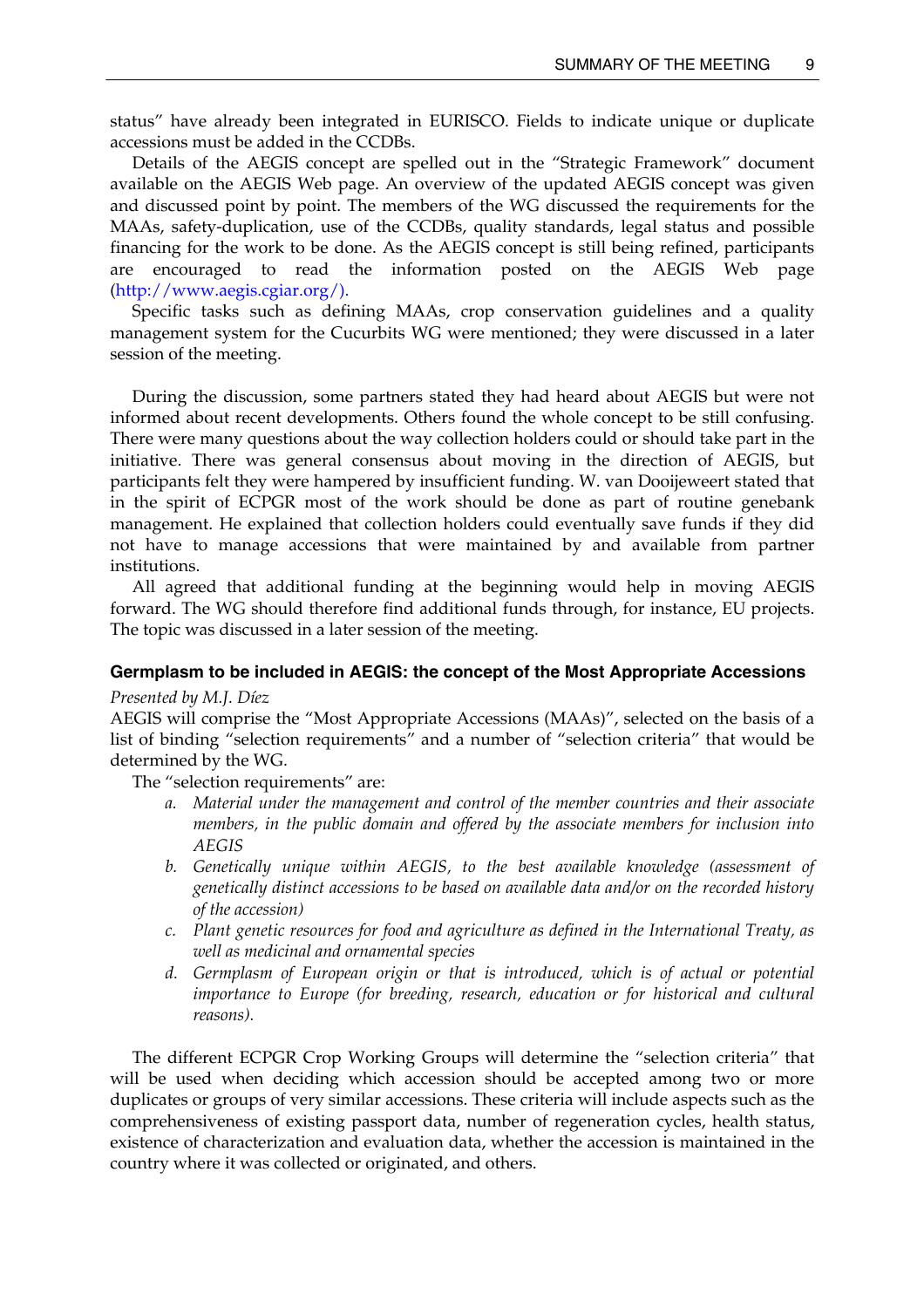status" have already been integrated in EURISCO. Fields to indicate unique or duplicate accessions must be added in the CCDBs.

Details of the AEGIS concept are spelled out in the "Strategic Framework" document available on the AEGIS Web page. An overview of the updated AEGIS concept was given and discussed point by point. The members of the WG discussed the requirements for the MAAs, safety-duplication, use of the CCDBs, quality standards, legal status and possible financing for the work to be done. As the AEGIS concept is still being refined, participants are encouraged to read the information posted on the AEGIS Web page (http://www.aegis.cgiar.org/).

Specific tasks such as defining MAAs, crop conservation guidelines and a quality management system for the Cucurbits WG were mentioned; they were discussed in a later session of the meeting.

During the discussion, some partners stated they had heard about AEGIS but were not informed about recent developments. Others found the whole concept to be still confusing. There were many questions about the way collection holders could or should take part in the initiative. There was general consensus about moving in the direction of AEGIS, but participants felt they were hampered by insufficient funding. W. van Dooijeweert stated that in the spirit of ECPGR most of the work should be done as part of routine genebank management. He explained that collection holders could eventually save funds if they did not have to manage accessions that were maintained by and available from partner institutions.

All agreed that additional funding at the beginning would help in moving AEGIS forward. The WG should therefore find additional funds through, for instance, EU projects. The topic was discussed in a later session of the meeting.

### Germplasm to be included in AEGIS: the concept of the Most Appropriate Accessions

*Presented by M.J. Díez*

AEGIS will comprise the "Most Appropriate Accessions (MAAs)", selected on the basis of a list of binding "selection requirements" and a number of "selection criteria" that would be determined by the WG.

The "selection requirements" are:

a. *Material under the management and control of the member countries and their associate members, in the public domain and offered by the associate members for inclusion into AEGIS*
b. *Genetically unique within AEGIS, to the best available knowledge (assessment of genetically distinct accessions to be based on available data and/or on the recorded history of the accession)*
c. *Plant genetic resources for food and agriculture as defined in the International Treaty, as well as medicinal and ornamental species*
d. *Germplasm of European origin or that is introduced, which is of actual or potential importance to Europe (for breeding, research, education or for historical and cultural reasons).*

The different ECPGR Crop Working Groups will determine the "selection criteria" that will be used when deciding which accession should be accepted among two or more duplicates or groups of very similar accessions. These criteria will include aspects such as the comprehensiveness of existing passport data, number of regeneration cycles, health status, existence of characterization and evaluation data, whether the accession is maintained in the country where it was collected or originated, and others.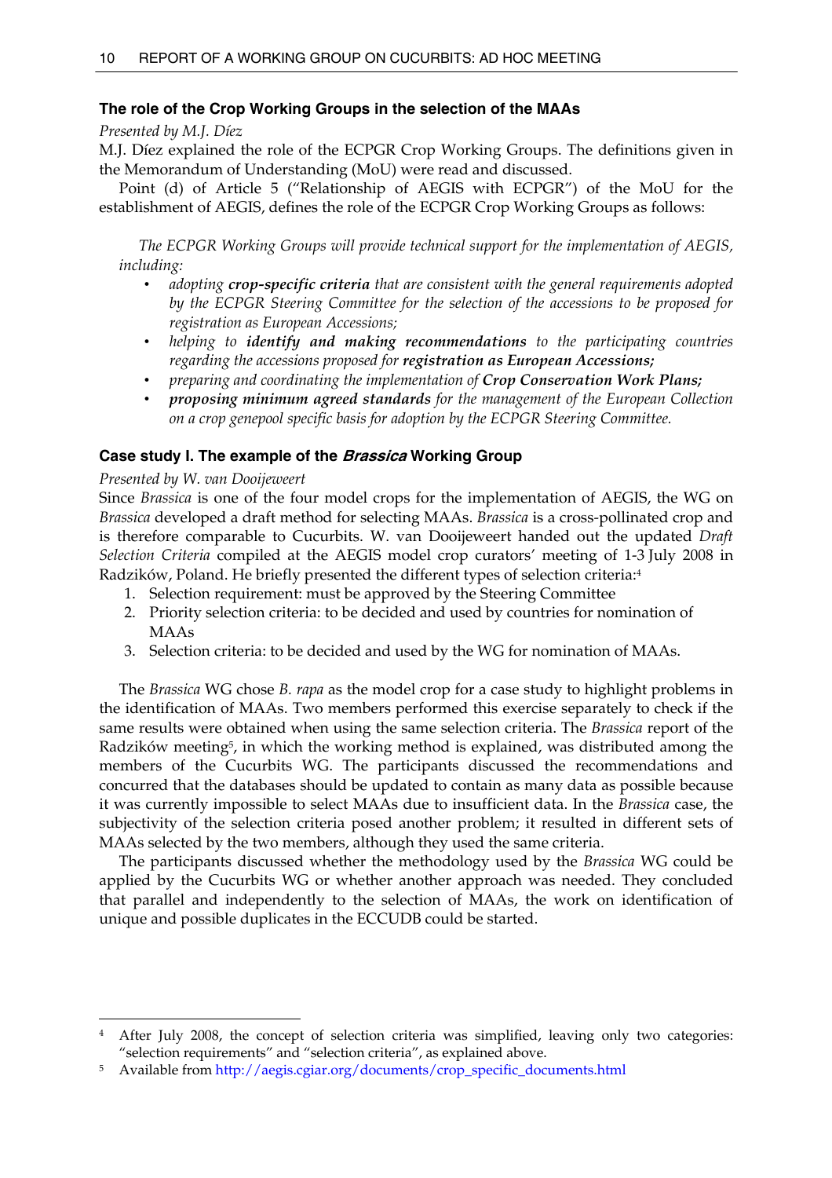### The role of the Crop Working Groups in the selection of the MAAs

*Presented by M.J. Díez*

M.J. Díez explained the role of the ECPGR Crop Working Groups. The definitions given in the Memorandum of Understanding (MoU) were read and discussed.

Point (d) of Article 5 ("Relationship of AEGIS with ECPGR") of the MoU for the establishment of AEGIS, defines the role of the ECPGR Crop Working Groups as follows:

*The ECPGR Working Groups will provide technical support for the implementation of AEGIS, including:*

- *adopting **crop-specific criteria** that are consistent with the general requirements adopted by the ECPGR Steering Committee for the selection of the accessions to be proposed for registration as European Accessions;*
- *helping to **identify and making recommendations** to the participating countries regarding the accessions proposed for **registration as European Accessions;***
- *preparing and coordinating the implementation of **Crop Conservation Work Plans;***
- ***proposing minimum agreed standards** for the management of the European Collection on a crop genepool specific basis for adoption by the ECPGR Steering Committee.*

### Case study I. The example of the *Brassica* Working Group

*Presented by W. van Dooijeweert*

Since *Brassica* is one of the four model crops for the implementation of AEGIS, the WG on *Brassica* developed a draft method for selecting MAAs. *Brassica* is a cross-pollinated crop and is therefore comparable to Cucurbits. W. van Dooijeweert handed out the updated *Draft Selection Criteria* compiled at the AEGIS model crop curators' meeting of 1-3 July 2008 in Radzików, Poland. He briefly presented the different types of selection criteria:[4]

1. Selection requirement: must be approved by the Steering Committee
2. Priority selection criteria: to be decided and used by countries for nomination of MAAs
3. Selection criteria: to be decided and used by the WG for nomination of MAAs.

The *Brassica* WG chose *B. rapa* as the model crop for a case study to highlight problems in the identification of MAAs. Two members performed this exercise separately to check if the same results were obtained when using the same selection criteria. The *Brassica* report of the Radzików meeting[5], in which the working method is explained, was distributed among the members of the Cucurbits WG. The participants discussed the recommendations and concurred that the databases should be updated to contain as many data as possible because it was currently impossible to select MAAs due to insufficient data. In the *Brassica* case, the subjectivity of the selection criteria posed another problem; it resulted in different sets of MAAs selected by the two members, although they used the same criteria.

The participants discussed whether the methodology used by the *Brassica* WG could be applied by the Cucurbits WG or whether another approach was needed. They concluded that parallel and independently to the selection of MAAs, the work on identification of unique and possible duplicates in the ECCUDB could be started.

---

[4] After July 2008, the concept of selection criteria was simplified, leaving only two categories: "selection requirements" and "selection criteria", as explained above.

[5] Available from http://aegis.cgiar.org/documents/crop_specific_documents.html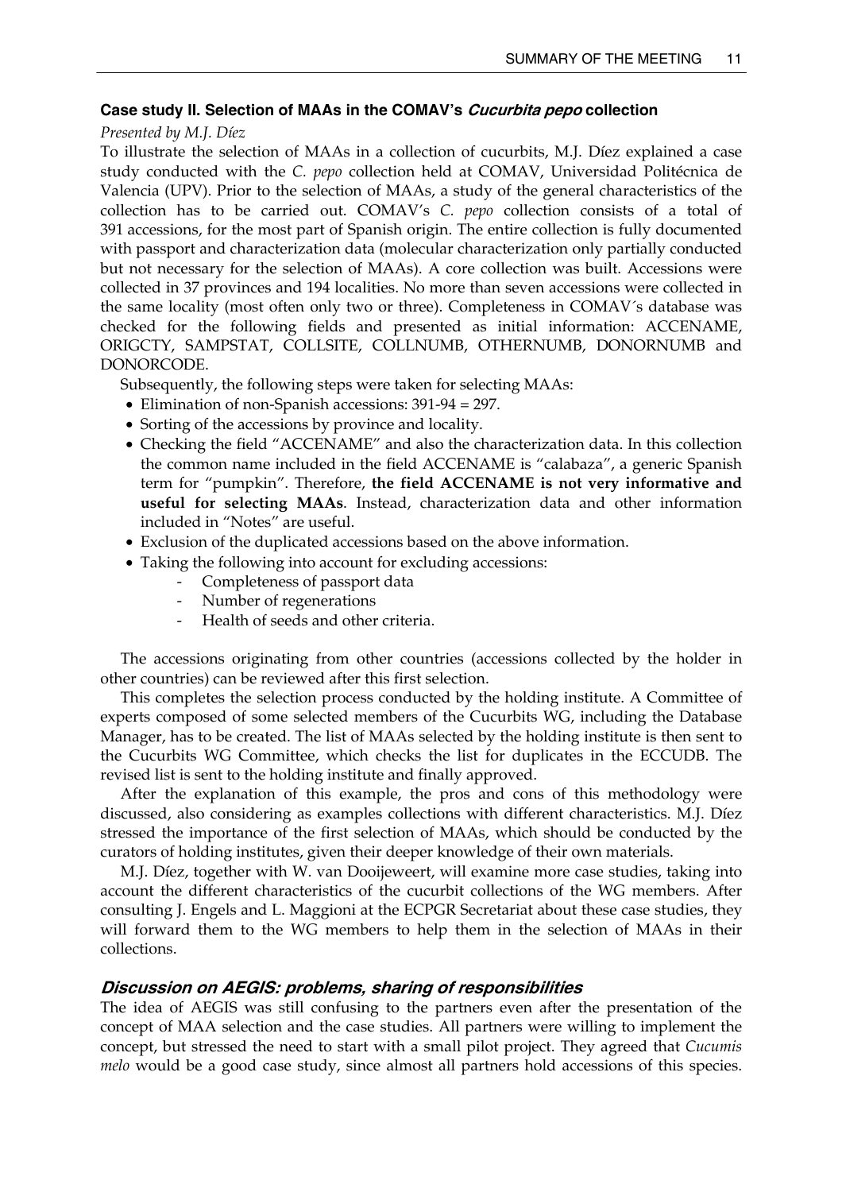### Case study II. Selection of MAAs in the COMAV's *Cucurbita pepo* collection

*Presented by M.J. Díez*

To illustrate the selection of MAAs in a collection of cucurbits, M.J. Díez explained a case study conducted with the *C. pepo* collection held at COMAV, Universidad Politécnica de Valencia (UPV). Prior to the selection of MAAs, a study of the general characteristics of the collection has to be carried out. COMAV's *C. pepo* collection consists of a total of 391 accessions, for the most part of Spanish origin. The entire collection is fully documented with passport and characterization data (molecular characterization only partially conducted but not necessary for the selection of MAAs). A core collection was built. Accessions were collected in 37 provinces and 194 localities. No more than seven accessions were collected in the same locality (most often only two or three). Completeness in COMAV´s database was checked for the following fields and presented as initial information: ACCENAME, ORIGCTY, SAMPSTAT, COLLSITE, COLLNUMB, OTHERNUMB, DONORNUMB and DONORCODE.

Subsequently, the following steps were taken for selecting MAAs:

- Elimination of non-Spanish accessions: 391-94 = 297.
- Sorting of the accessions by province and locality.
- Checking the field "ACCENAME" and also the characterization data. In this collection the common name included in the field ACCENAME is "calabaza", a generic Spanish term for "pumpkin". Therefore, **the field ACCENAME is not very informative and useful for selecting MAAs**. Instead, characterization data and other information included in "Notes" are useful.
- Exclusion of the duplicated accessions based on the above information.
- Taking the following into account for excluding accessions:
  - Completeness of passport data
  - Number of regenerations
  - Health of seeds and other criteria.

The accessions originating from other countries (accessions collected by the holder in other countries) can be reviewed after this first selection.

This completes the selection process conducted by the holding institute. A Committee of experts composed of some selected members of the Cucurbits WG, including the Database Manager, has to be created. The list of MAAs selected by the holding institute is then sent to the Cucurbits WG Committee, which checks the list for duplicates in the ECCUDB. The revised list is sent to the holding institute and finally approved.

After the explanation of this example, the pros and cons of this methodology were discussed, also considering as examples collections with different characteristics. M.J. Díez stressed the importance of the first selection of MAAs, which should be conducted by the curators of holding institutes, given their deeper knowledge of their own materials.

M.J. Díez, together with W. van Dooijeweert, will examine more case studies, taking into account the different characteristics of the cucurbit collections of the WG members. After consulting J. Engels and L. Maggioni at the ECPGR Secretariat about these case studies, they will forward them to the WG members to help them in the selection of MAAs in their collections.

## *Discussion on AEGIS: problems, sharing of responsibilities*

The idea of AEGIS was still confusing to the partners even after the presentation of the concept of MAA selection and the case studies. All partners were willing to implement the concept, but stressed the need to start with a small pilot project. They agreed that *Cucumis melo* would be a good case study, since almost all partners hold accessions of this species.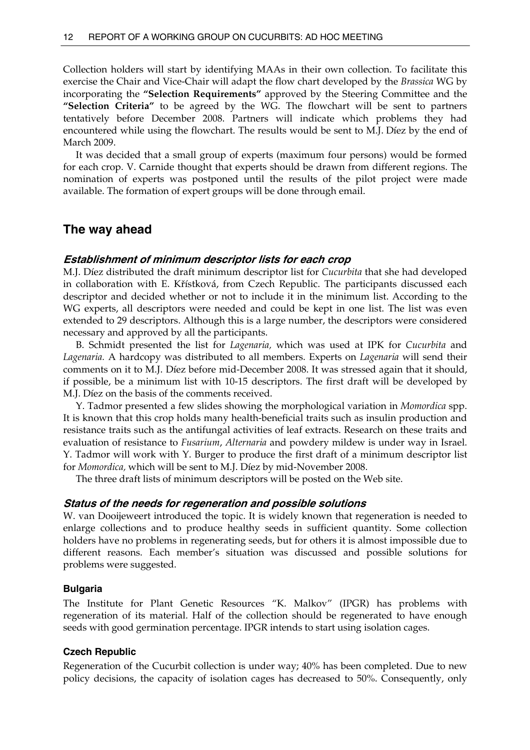Collection holders will start by identifying MAAs in their own collection. To facilitate this exercise the Chair and Vice-Chair will adapt the flow chart developed by the *Brassica* WG by incorporating the **"Selection Requirements"** approved by the Steering Committee and the **"Selection Criteria"** to be agreed by the WG. The flowchart will be sent to partners tentatively before December 2008. Partners will indicate which problems they had encountered while using the flowchart. The results would be sent to M.J. Díez by the end of March 2009.

It was decided that a small group of experts (maximum four persons) would be formed for each crop. V. Carnide thought that experts should be drawn from different regions. The nomination of experts was postponed until the results of the pilot project were made available. The formation of expert groups will be done through email.

## The way ahead

### *Establishment of minimum descriptor lists for each crop*

M.J. Díez distributed the draft minimum descriptor list for *Cucurbita* that she had developed in collaboration with E. Křístková, from Czech Republic. The participants discussed each descriptor and decided whether or not to include it in the minimum list. According to the WG experts, all descriptors were needed and could be kept in one list. The list was even extended to 29 descriptors. Although this is a large number, the descriptors were considered necessary and approved by all the participants.

B. Schmidt presented the list for *Lagenaria,* which was used at IPK for *Cucurbita* and *Lagenaria.* A hardcopy was distributed to all members. Experts on *Lagenaria* will send their comments on it to M.J. Díez before mid-December 2008. It was stressed again that it should, if possible, be a minimum list with 10-15 descriptors. The first draft will be developed by M.J. Díez on the basis of the comments received.

Y. Tadmor presented a few slides showing the morphological variation in *Momordica* spp. It is known that this crop holds many health-beneficial traits such as insulin production and resistance traits such as the antifungal activities of leaf extracts. Research on these traits and evaluation of resistance to *Fusarium*, *Alternaria* and powdery mildew is under way in Israel. Y. Tadmor will work with Y. Burger to produce the first draft of a minimum descriptor list for *Momordica,* which will be sent to M.J. Díez by mid-November 2008.

The three draft lists of minimum descriptors will be posted on the Web site.

### *Status of the needs for regeneration and possible solutions*

W. van Dooijeweert introduced the topic. It is widely known that regeneration is needed to enlarge collections and to produce healthy seeds in sufficient quantity. Some collection holders have no problems in regenerating seeds, but for others it is almost impossible due to different reasons. Each member's situation was discussed and possible solutions for problems were suggested.

#### Bulgaria

The Institute for Plant Genetic Resources "K. Malkov" (IPGR) has problems with regeneration of its material. Half of the collection should be regenerated to have enough seeds with good germination percentage. IPGR intends to start using isolation cages.

#### Czech Republic

Regeneration of the Cucurbit collection is under way; 40% has been completed. Due to new policy decisions, the capacity of isolation cages has decreased to 50%. Consequently, only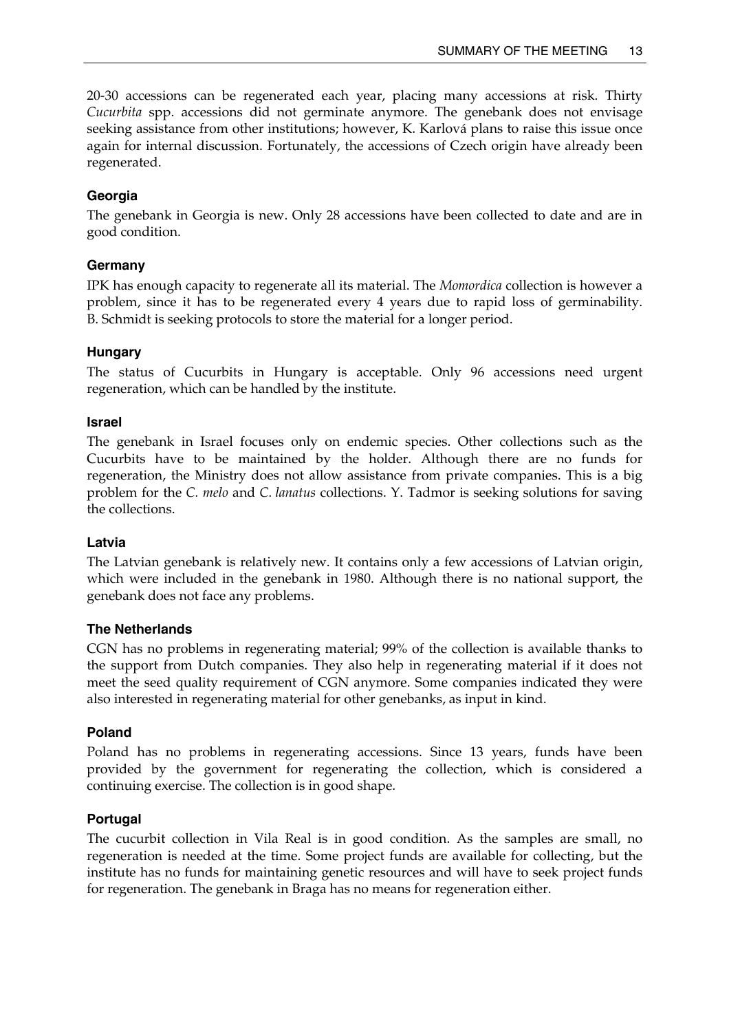20-30 accessions can be regenerated each year, placing many accessions at risk. Thirty *Cucurbita* spp. accessions did not germinate anymore. The genebank does not envisage seeking assistance from other institutions; however, K. Karlová plans to raise this issue once again for internal discussion. Fortunately, the accessions of Czech origin have already been regenerated.

### Georgia

The genebank in Georgia is new. Only 28 accessions have been collected to date and are in good condition.

### Germany

IPK has enough capacity to regenerate all its material. The *Momordica* collection is however a problem, since it has to be regenerated every 4 years due to rapid loss of germinability. B. Schmidt is seeking protocols to store the material for a longer period.

### Hungary

The status of Cucurbits in Hungary is acceptable. Only 96 accessions need urgent regeneration, which can be handled by the institute.

### Israel

The genebank in Israel focuses only on endemic species. Other collections such as the Cucurbits have to be maintained by the holder. Although there are no funds for regeneration, the Ministry does not allow assistance from private companies. This is a big problem for the *C. melo* and *C. lanatus* collections. Y. Tadmor is seeking solutions for saving the collections.

### Latvia

The Latvian genebank is relatively new. It contains only a few accessions of Latvian origin, which were included in the genebank in 1980. Although there is no national support, the genebank does not face any problems.

### The Netherlands

CGN has no problems in regenerating material; 99% of the collection is available thanks to the support from Dutch companies. They also help in regenerating material if it does not meet the seed quality requirement of CGN anymore. Some companies indicated they were also interested in regenerating material for other genebanks, as input in kind.

### Poland

Poland has no problems in regenerating accessions. Since 13 years, funds have been provided by the government for regenerating the collection, which is considered a continuing exercise. The collection is in good shape.

### Portugal

The cucurbit collection in Vila Real is in good condition. As the samples are small, no regeneration is needed at the time. Some project funds are available for collecting, but the institute has no funds for maintaining genetic resources and will have to seek project funds for regeneration. The genebank in Braga has no means for regeneration either.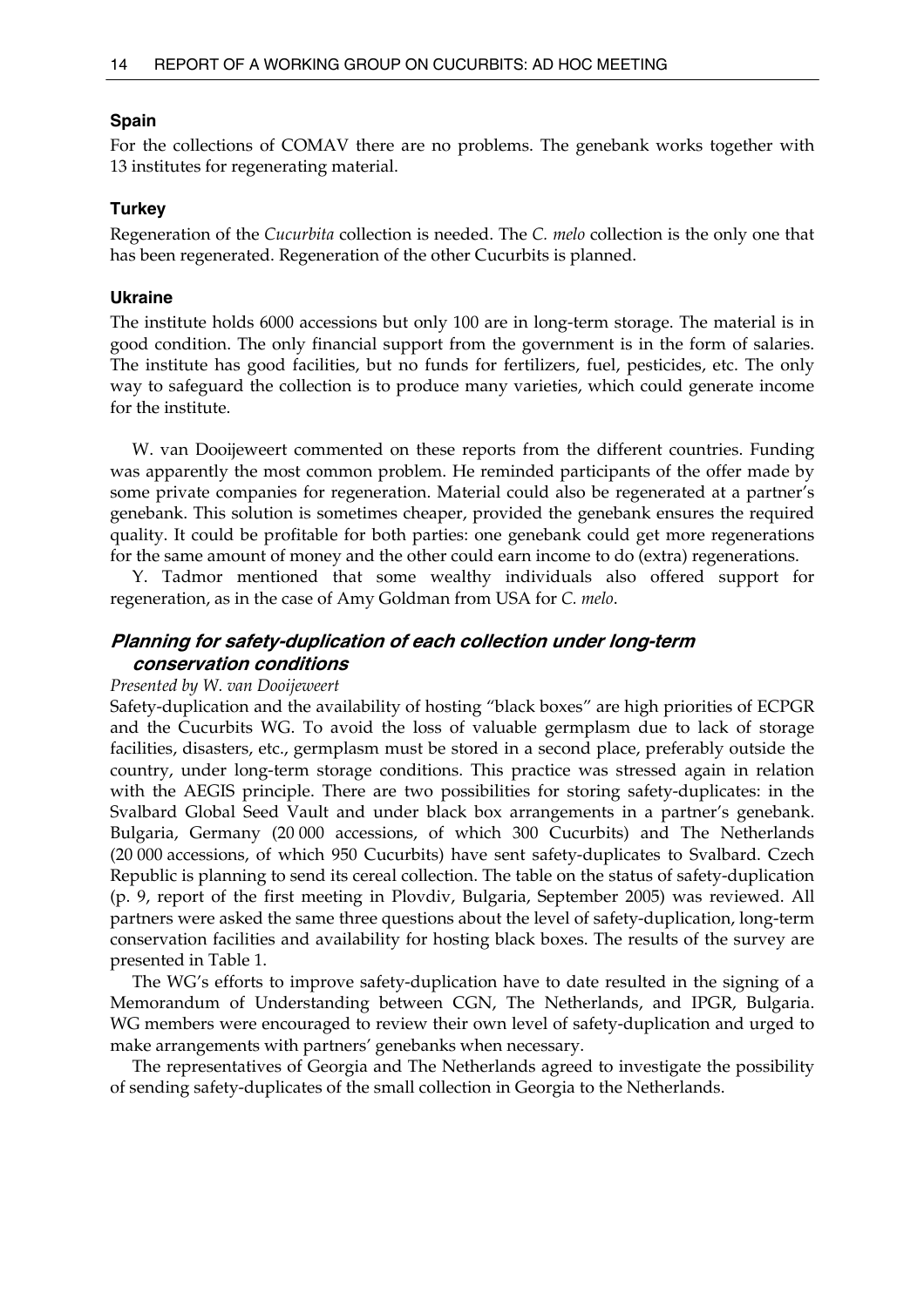### Spain

For the collections of COMAV there are no problems. The genebank works together with 13 institutes for regenerating material.

### Turkey

Regeneration of the *Cucurbita* collection is needed. The *C. melo* collection is the only one that has been regenerated. Regeneration of the other Cucurbits is planned.

### Ukraine

The institute holds 6000 accessions but only 100 are in long-term storage. The material is in good condition. The only financial support from the government is in the form of salaries. The institute has good facilities, but no funds for fertilizers, fuel, pesticides, etc. The only way to safeguard the collection is to produce many varieties, which could generate income for the institute.

W. van Dooijeweert commented on these reports from the different countries. Funding was apparently the most common problem. He reminded participants of the offer made by some private companies for regeneration. Material could also be regenerated at a partner's genebank. This solution is sometimes cheaper, provided the genebank ensures the required quality. It could be profitable for both parties: one genebank could get more regenerations for the same amount of money and the other could earn income to do (extra) regenerations.

Y. Tadmor mentioned that some wealthy individuals also offered support for regeneration, as in the case of Amy Goldman from USA for *C. melo*.

## *Planning for safety-duplication of each collection under long-term conservation conditions*

*Presented by W. van Dooijeweert*

Safety-duplication and the availability of hosting "black boxes" are high priorities of ECPGR and the Cucurbits WG. To avoid the loss of valuable germplasm due to lack of storage facilities, disasters, etc., germplasm must be stored in a second place, preferably outside the country, under long-term storage conditions. This practice was stressed again in relation with the AEGIS principle. There are two possibilities for storing safety-duplicates: in the Svalbard Global Seed Vault and under black box arrangements in a partner's genebank. Bulgaria, Germany (20 000 accessions, of which 300 Cucurbits) and The Netherlands (20 000 accessions, of which 950 Cucurbits) have sent safety-duplicates to Svalbard. Czech Republic is planning to send its cereal collection. The table on the status of safety-duplication (p. 9, report of the first meeting in Plovdiv, Bulgaria, September 2005) was reviewed. All partners were asked the same three questions about the level of safety-duplication, long-term conservation facilities and availability for hosting black boxes. The results of the survey are presented in Table 1.

The WG's efforts to improve safety-duplication have to date resulted in the signing of a Memorandum of Understanding between CGN, The Netherlands, and IPGR, Bulgaria. WG members were encouraged to review their own level of safety-duplication and urged to make arrangements with partners' genebanks when necessary.

The representatives of Georgia and The Netherlands agreed to investigate the possibility of sending safety-duplicates of the small collection in Georgia to the Netherlands.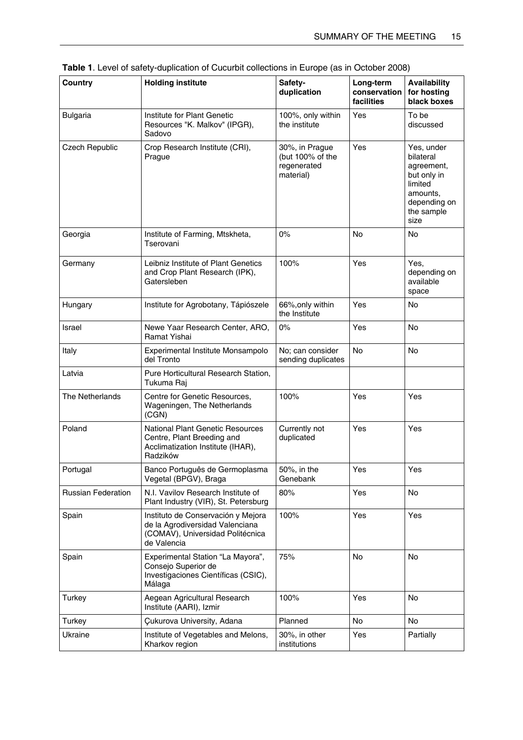**Table 1**. Level of safety-duplication of Cucurbit collections in Europe (as in October 2008)

| Country | Holding institute | Safety-duplication | Long-term conservation facilities | Availability for hosting black boxes |
|---|---|---|---|---|
| Bulgaria | Institute for Plant Genetic Resources "K. Malkov" (IPGR), Sadovo | 100%, only within the institute | Yes | To be discussed |
| Czech Republic | Crop Research Institute (CRI), Prague | 30%, in Prague (but 100% of the regenerated material) | Yes | Yes, under bilateral agreement, but only in limited amounts, depending on the sample size |
| Georgia | Institute of Farming, Mtskheta, Tserovani | 0% | No | No |
| Germany | Leibniz Institute of Plant Genetics and Crop Plant Research (IPK), Gatersleben | 100% | Yes | Yes, depending on available space |
| Hungary | Institute for Agrobotany, Tápiószele | 66%,only within the Institute | Yes | No |
| Israel | Newe Yaar Research Center, ARO, Ramat Yishai | 0% | Yes | No |
| Italy | Experimental Institute Monsampolo del Tronto | No; can consider sending duplicates | No | No |
| Latvia | Pure Horticultural Research Station, Tukuma Raj | | | |
| The Netherlands | Centre for Genetic Resources, Wageningen, The Netherlands (CGN) | 100% | Yes | Yes |
| Poland | National Plant Genetic Resources Centre, Plant Breeding and Acclimatization Institute (IHAR), Radzików | Currently not duplicated | Yes | Yes |
| Portugal | Banco Português de Germoplasma Vegetal (BPGV), Braga | 50%, in the Genebank | Yes | Yes |
| Russian Federation | N.I. Vavilov Research Institute of Plant Industry (VIR), St. Petersburg | 80% | Yes | No |
| Spain | Instituto de Conservación y Mejora de la Agrodiversidad Valenciana (COMAV), Universidad Politécnica de Valencia | 100% | Yes | Yes |
| Spain | Experimental Station "La Mayora", Consejo Superior de Investigaciones Científicas (CSIC), Málaga | 75% | No | No |
| Turkey | Aegean Agricultural Research Institute (AARI), Izmir | 100% | Yes | No |
| Turkey | Çukurova University, Adana | Planned | No | No |
| Ukraine | Institute of Vegetables and Melons, Kharkov region | 30%, in other institutions | Yes | Partially |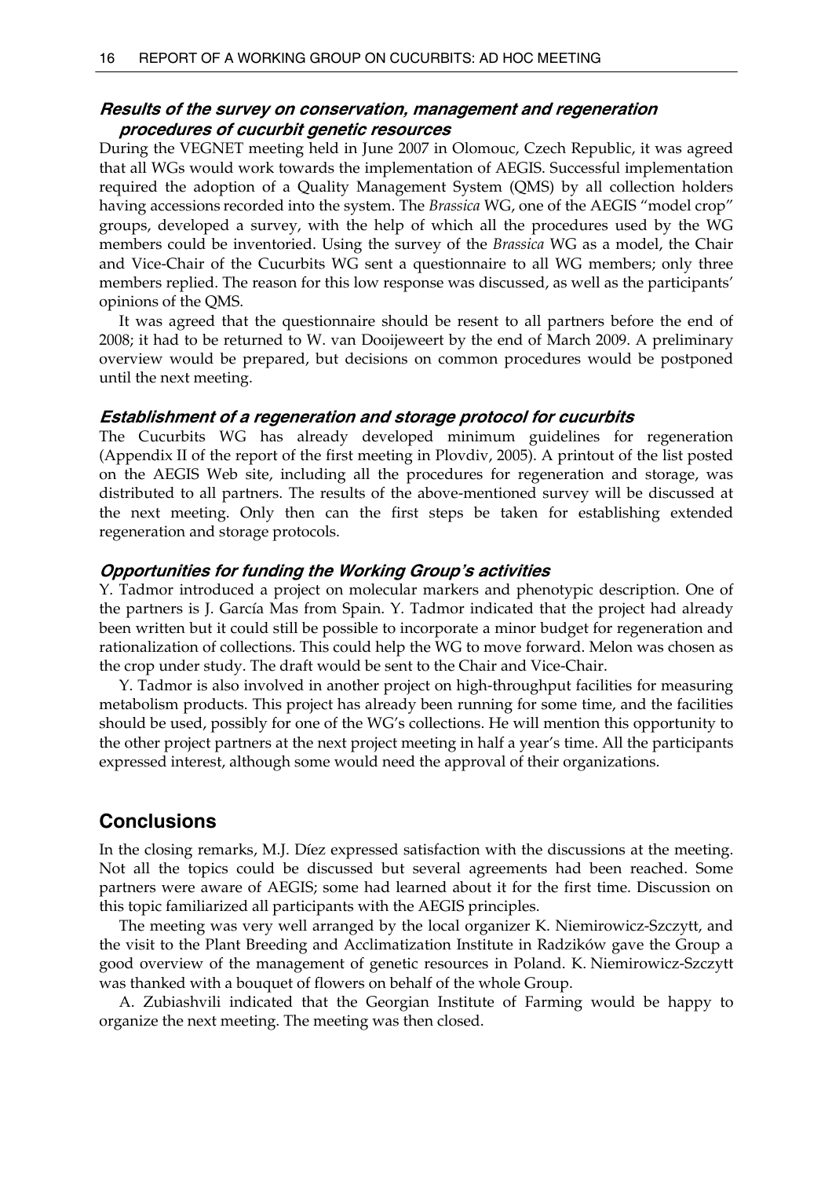### *Results of the survey on conservation, management and regeneration procedures of cucurbit genetic resources*

During the VEGNET meeting held in June 2007 in Olomouc, Czech Republic, it was agreed that all WGs would work towards the implementation of AEGIS. Successful implementation required the adoption of a Quality Management System (QMS) by all collection holders having accessions recorded into the system. The *Brassica* WG, one of the AEGIS "model crop" groups, developed a survey, with the help of which all the procedures used by the WG members could be inventoried. Using the survey of the *Brassica* WG as a model, the Chair and Vice-Chair of the Cucurbits WG sent a questionnaire to all WG members; only three members replied. The reason for this low response was discussed, as well as the participants' opinions of the QMS.

It was agreed that the questionnaire should be resent to all partners before the end of 2008; it had to be returned to W. van Dooijeweert by the end of March 2009. A preliminary overview would be prepared, but decisions on common procedures would be postponed until the next meeting.

### *Establishment of a regeneration and storage protocol for cucurbits*

The Cucurbits WG has already developed minimum guidelines for regeneration (Appendix II of the report of the first meeting in Plovdiv, 2005). A printout of the list posted on the AEGIS Web site, including all the procedures for regeneration and storage, was distributed to all partners. The results of the above-mentioned survey will be discussed at the next meeting. Only then can the first steps be taken for establishing extended regeneration and storage protocols.

### *Opportunities for funding the Working Group's activities*

Y. Tadmor introduced a project on molecular markers and phenotypic description. One of the partners is J. García Mas from Spain. Y. Tadmor indicated that the project had already been written but it could still be possible to incorporate a minor budget for regeneration and rationalization of collections. This could help the WG to move forward. Melon was chosen as the crop under study. The draft would be sent to the Chair and Vice-Chair.

Y. Tadmor is also involved in another project on high-throughput facilities for measuring metabolism products. This project has already been running for some time, and the facilities should be used, possibly for one of the WG's collections. He will mention this opportunity to the other project partners at the next project meeting in half a year's time. All the participants expressed interest, although some would need the approval of their organizations.

## Conclusions

In the closing remarks, M.J. Díez expressed satisfaction with the discussions at the meeting. Not all the topics could be discussed but several agreements had been reached. Some partners were aware of AEGIS; some had learned about it for the first time. Discussion on this topic familiarized all participants with the AEGIS principles.

The meeting was very well arranged by the local organizer K. Niemirowicz-Szczytt, and the visit to the Plant Breeding and Acclimatization Institute in Radzików gave the Group a good overview of the management of genetic resources in Poland. K. Niemirowicz-Szczytt was thanked with a bouquet of flowers on behalf of the whole Group.

A. Zubiashvili indicated that the Georgian Institute of Farming would be happy to organize the next meeting. The meeting was then closed.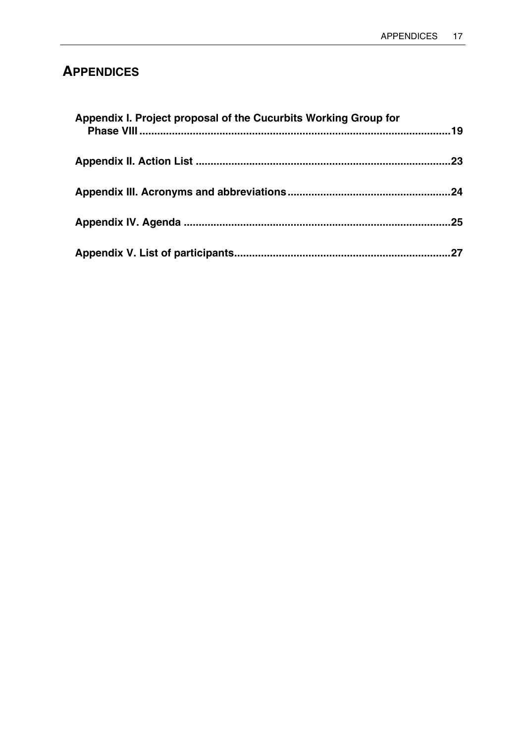# APPENDICES

**Appendix I. Project proposal of the Cucurbits Working Group for Phase VIII ........................................................................................................19**

**Appendix II. Action List ......................................................................................23**

**Appendix III. Acronyms and abbreviations .......................................................24**

**Appendix IV. Agenda ..........................................................................................25**

**Appendix V. List of participants..........................................................................27**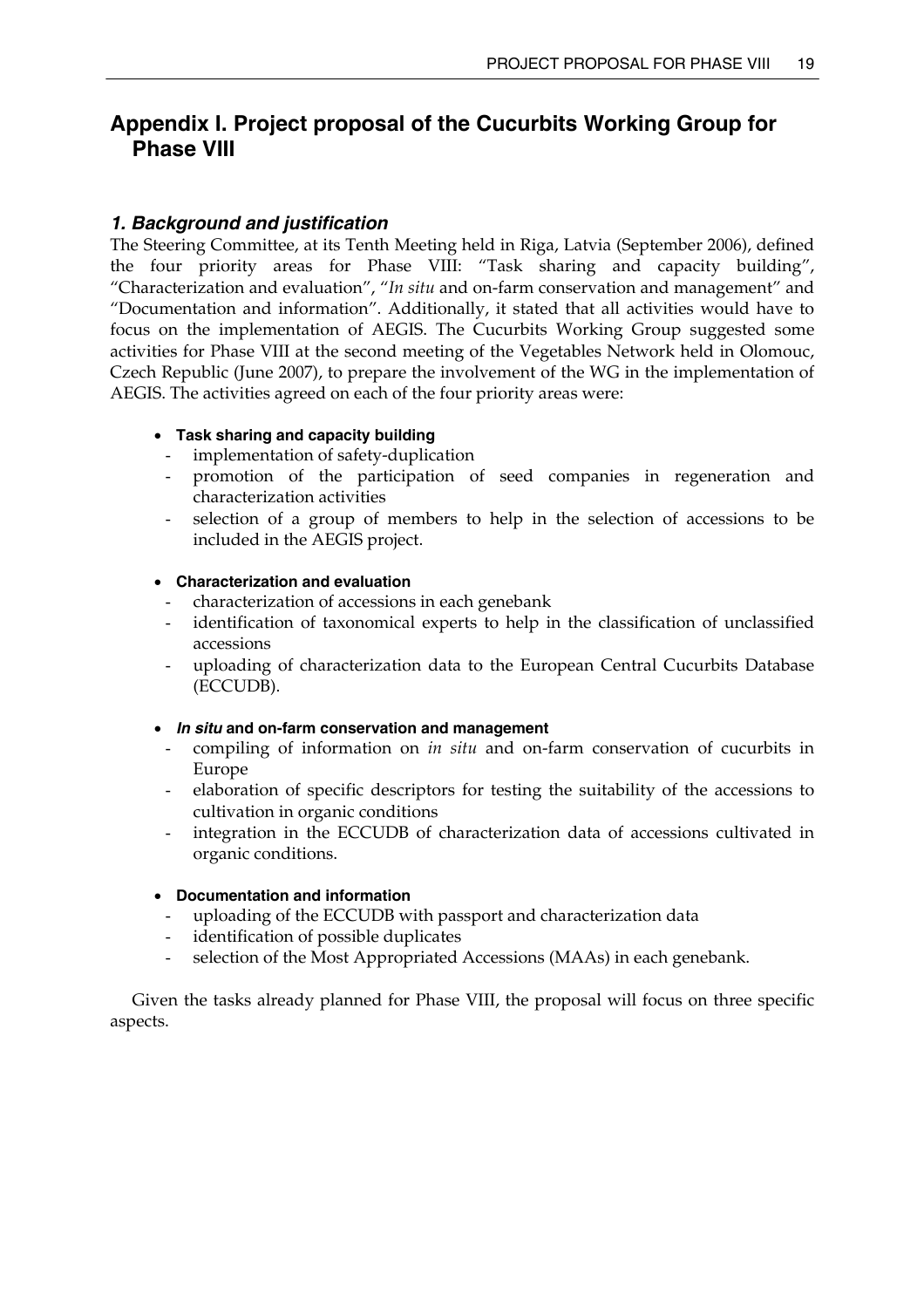# Appendix I. Project proposal of the Cucurbits Working Group for Phase VIII

## *1. Background and justification*

The Steering Committee, at its Tenth Meeting held in Riga, Latvia (September 2006), defined the four priority areas for Phase VIII: "Task sharing and capacity building", "Characterization and evaluation", "*In situ* and on-farm conservation and management" and "Documentation and information". Additionally, it stated that all activities would have to focus on the implementation of AEGIS. The Cucurbits Working Group suggested some activities for Phase VIII at the second meeting of the Vegetables Network held in Olomouc, Czech Republic (June 2007), to prepare the involvement of the WG in the implementation of AEGIS. The activities agreed on each of the four priority areas were:

- **Task sharing and capacity building**
  - implementation of safety-duplication
  - promotion of the participation of seed companies in regeneration and characterization activities
  - selection of a group of members to help in the selection of accessions to be included in the AEGIS project.
- **Characterization and evaluation**
  - characterization of accessions in each genebank
  - identification of taxonomical experts to help in the classification of unclassified accessions
  - uploading of characterization data to the European Central Cucurbits Database (ECCUDB).
- ***In situ* and on-farm conservation and management**
  - compiling of information on *in situ* and on-farm conservation of cucurbits in Europe
  - elaboration of specific descriptors for testing the suitability of the accessions to cultivation in organic conditions
  - integration in the ECCUDB of characterization data of accessions cultivated in organic conditions.
- **Documentation and information**
  - uploading of the ECCUDB with passport and characterization data
  - identification of possible duplicates
  - selection of the Most Appropriated Accessions (MAAs) in each genebank.

Given the tasks already planned for Phase VIII, the proposal will focus on three specific aspects.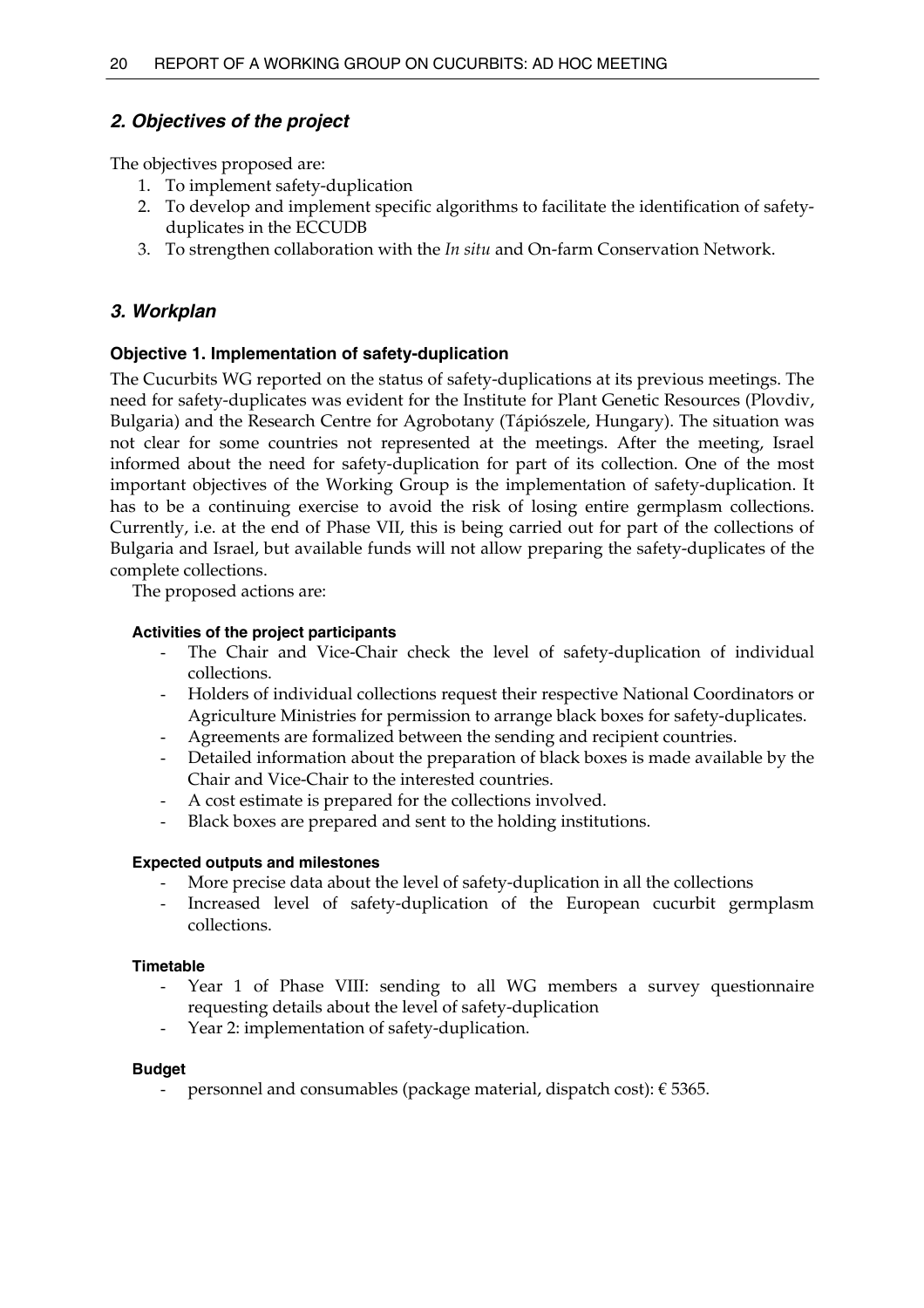## *2. Objectives of the project*

The objectives proposed are:

1. To implement safety-duplication
2. To develop and implement specific algorithms to facilitate the identification of safety-duplicates in the ECCUDB
3. To strengthen collaboration with the *In situ* and On-farm Conservation Network.

## *3. Workplan*

### Objective 1. Implementation of safety-duplication

The Cucurbits WG reported on the status of safety-duplications at its previous meetings. The need for safety-duplicates was evident for the Institute for Plant Genetic Resources (Plovdiv, Bulgaria) and the Research Centre for Agrobotany (Tápiószele, Hungary). The situation was not clear for some countries not represented at the meetings. After the meeting, Israel informed about the need for safety-duplication for part of its collection. One of the most important objectives of the Working Group is the implementation of safety-duplication. It has to be a continuing exercise to avoid the risk of losing entire germplasm collections. Currently, i.e. at the end of Phase VII, this is being carried out for part of the collections of Bulgaria and Israel, but available funds will not allow preparing the safety-duplicates of the complete collections.

The proposed actions are:

#### Activities of the project participants

- The Chair and Vice-Chair check the level of safety-duplication of individual collections.
- Holders of individual collections request their respective National Coordinators or Agriculture Ministries for permission to arrange black boxes for safety-duplicates.
- Agreements are formalized between the sending and recipient countries.
- Detailed information about the preparation of black boxes is made available by the Chair and Vice-Chair to the interested countries.
- A cost estimate is prepared for the collections involved.
- Black boxes are prepared and sent to the holding institutions.

#### Expected outputs and milestones

- More precise data about the level of safety-duplication in all the collections
- Increased level of safety-duplication of the European cucurbit germplasm collections.

#### Timetable

- Year 1 of Phase VIII: sending to all WG members a survey questionnaire requesting details about the level of safety-duplication
- Year 2: implementation of safety-duplication.

#### Budget

- personnel and consumables (package material, dispatch cost): € 5365.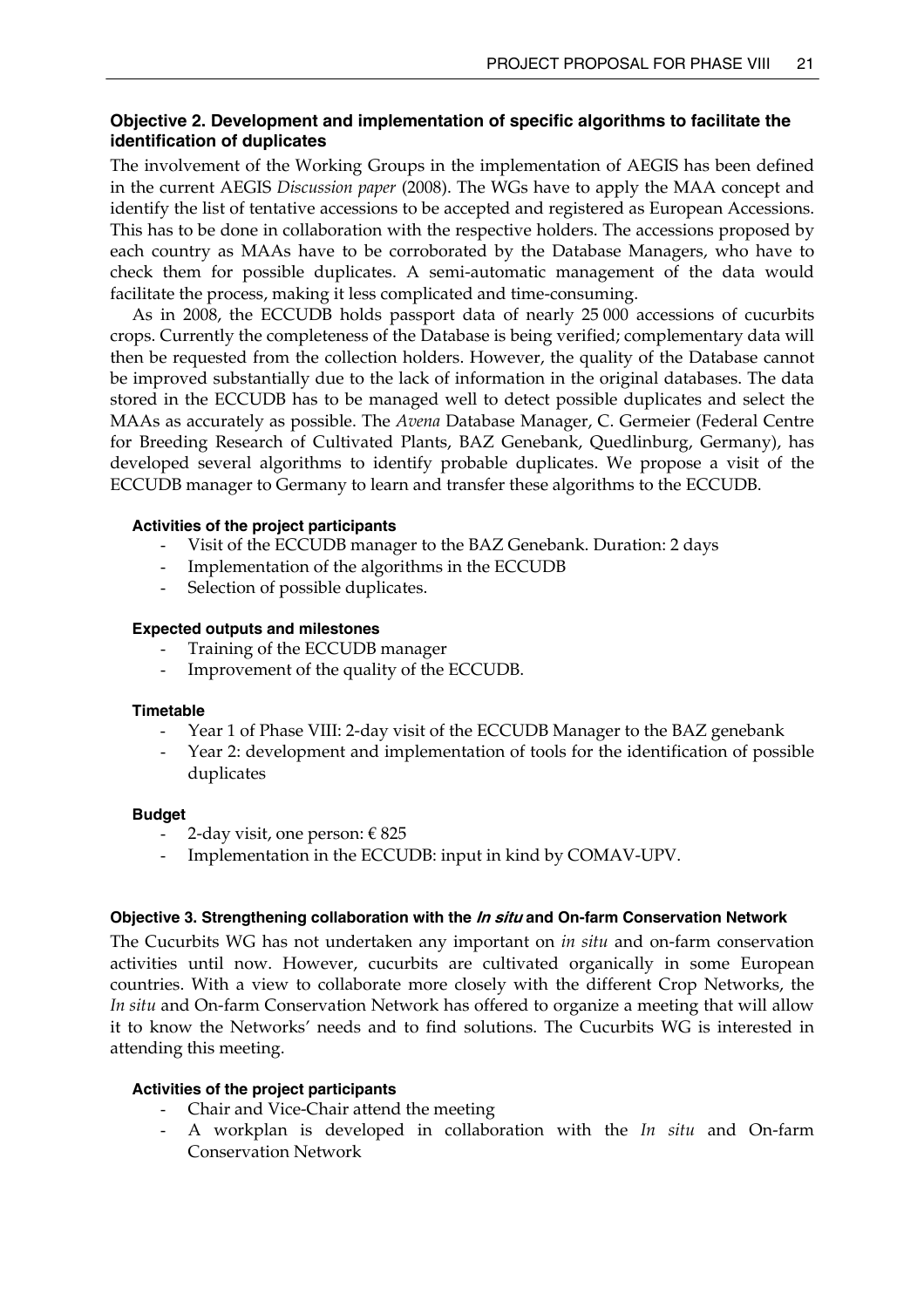### Objective 2. Development and implementation of specific algorithms to facilitate the identification of duplicates

The involvement of the Working Groups in the implementation of AEGIS has been defined in the current AEGIS *Discussion paper* (2008). The WGs have to apply the MAA concept and identify the list of tentative accessions to be accepted and registered as European Accessions. This has to be done in collaboration with the respective holders. The accessions proposed by each country as MAAs have to be corroborated by the Database Managers, who have to check them for possible duplicates. A semi-automatic management of the data would facilitate the process, making it less complicated and time-consuming.

As in 2008, the ECCUDB holds passport data of nearly 25 000 accessions of cucurbits crops. Currently the completeness of the Database is being verified; complementary data will then be requested from the collection holders. However, the quality of the Database cannot be improved substantially due to the lack of information in the original databases. The data stored in the ECCUDB has to be managed well to detect possible duplicates and select the MAAs as accurately as possible. The *Avena* Database Manager, C. Germeier (Federal Centre for Breeding Research of Cultivated Plants, BAZ Genebank, Quedlinburg, Germany), has developed several algorithms to identify probable duplicates. We propose a visit of the ECCUDB manager to Germany to learn and transfer these algorithms to the ECCUDB.

#### Activities of the project participants

- Visit of the ECCUDB manager to the BAZ Genebank. Duration: 2 days
- Implementation of the algorithms in the ECCUDB
- Selection of possible duplicates.

#### Expected outputs and milestones

- Training of the ECCUDB manager
- Improvement of the quality of the ECCUDB.

#### Timetable

- Year 1 of Phase VIII: 2-day visit of the ECCUDB Manager to the BAZ genebank
- Year 2: development and implementation of tools for the identification of possible duplicates

#### Budget

- 2-day visit, one person: € 825
- Implementation in the ECCUDB: input in kind by COMAV-UPV.

### Objective 3. Strengthening collaboration with the *In situ* and On-farm Conservation Network

The Cucurbits WG has not undertaken any important on *in situ* and on-farm conservation activities until now. However, cucurbits are cultivated organically in some European countries. With a view to collaborate more closely with the different Crop Networks, the *In situ* and On-farm Conservation Network has offered to organize a meeting that will allow it to know the Networks' needs and to find solutions. The Cucurbits WG is interested in attending this meeting.

#### Activities of the project participants

- Chair and Vice-Chair attend the meeting
- A workplan is developed in collaboration with the *In situ* and On-farm Conservation Network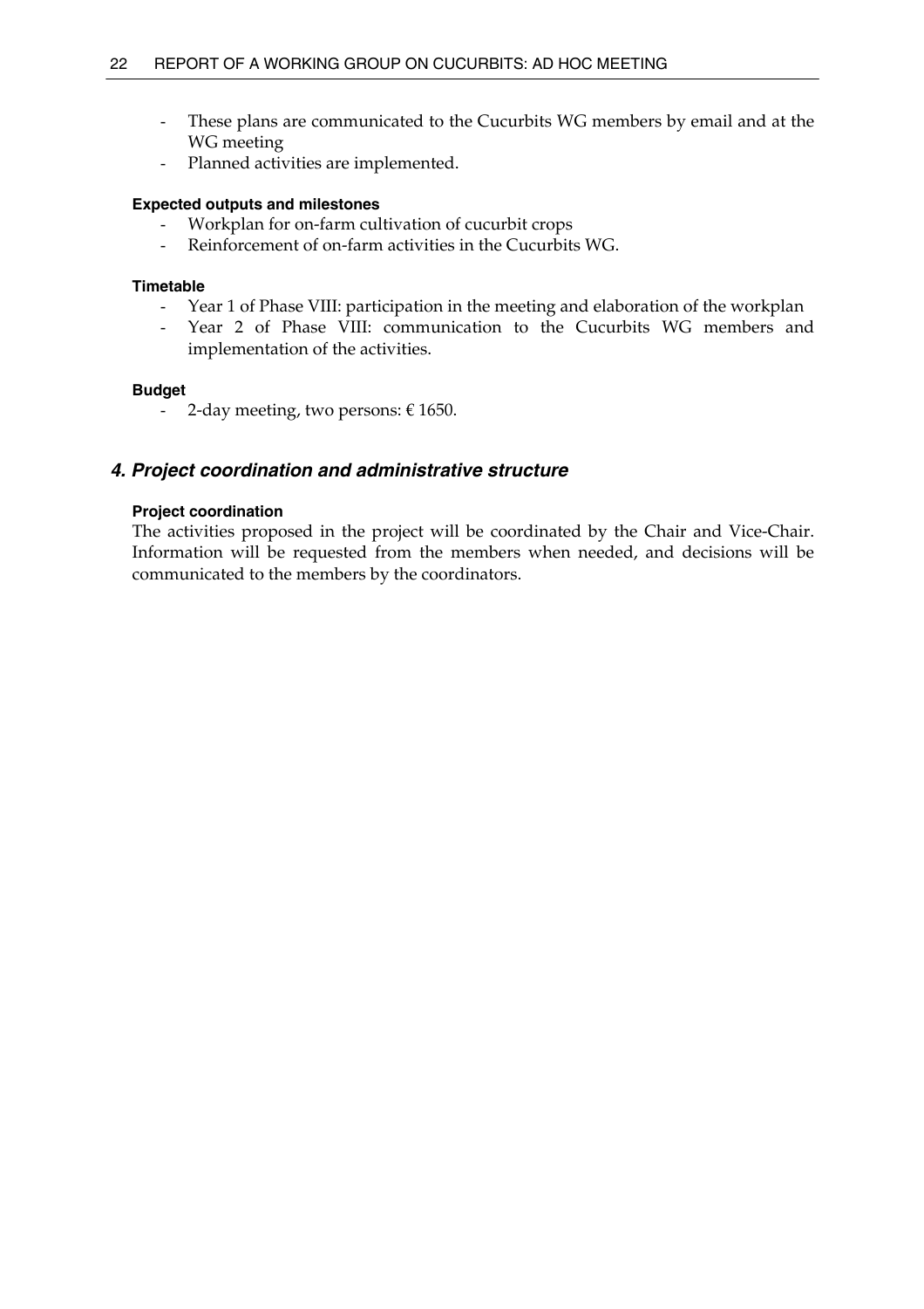- These plans are communicated to the Cucurbits WG members by email and at the WG meeting
- Planned activities are implemented.

#### Expected outputs and milestones

- Workplan for on-farm cultivation of cucurbit crops
- Reinforcement of on-farm activities in the Cucurbits WG.

#### Timetable

- Year 1 of Phase VIII: participation in the meeting and elaboration of the workplan
- Year 2 of Phase VIII: communication to the Cucurbits WG members and implementation of the activities.

#### Budget

- 2-day meeting, two persons: € 1650.

### *4. Project coordination and administrative structure*

#### Project coordination

The activities proposed in the project will be coordinated by the Chair and Vice-Chair. Information will be requested from the members when needed, and decisions will be communicated to the members by the coordinators.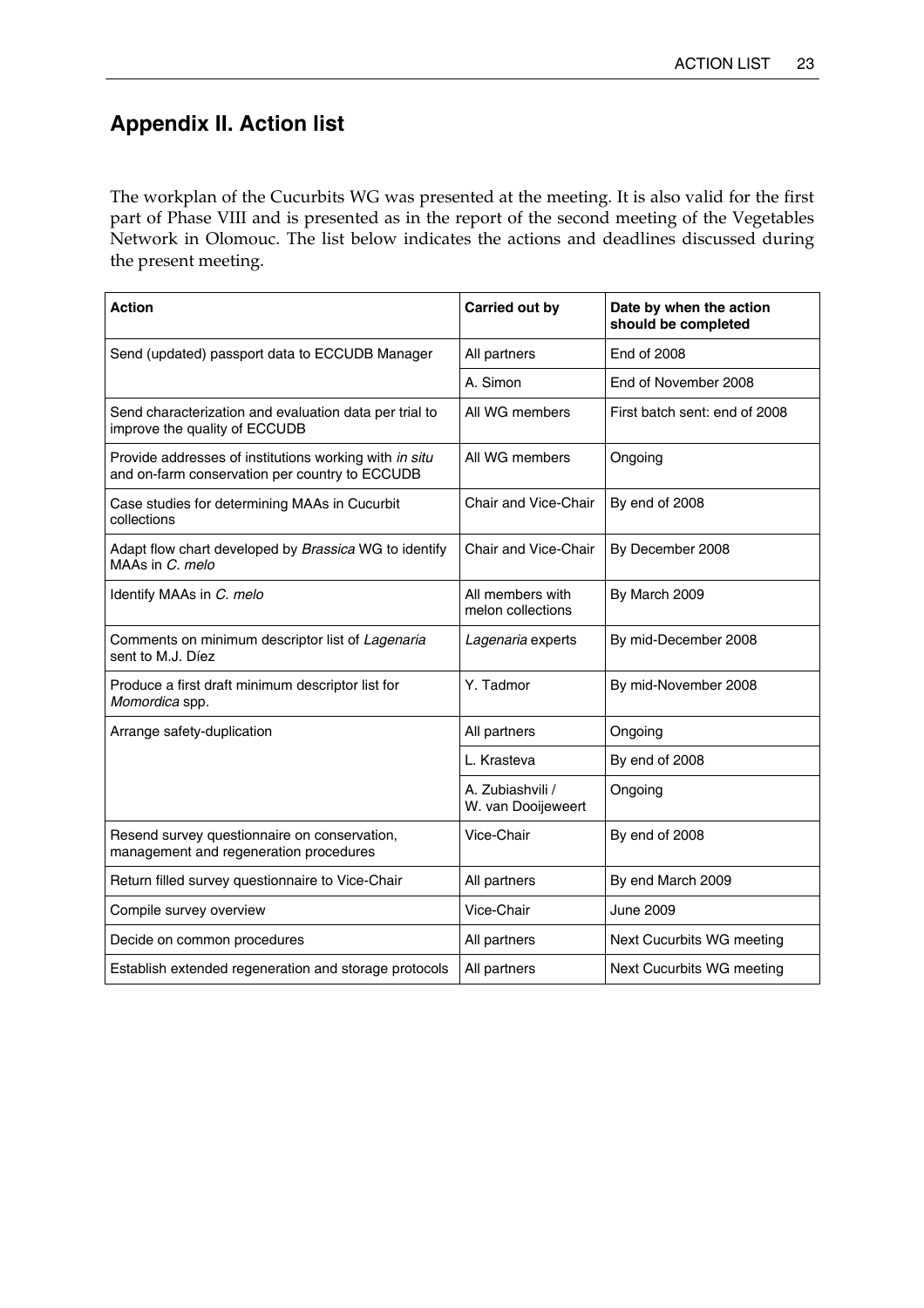## Appendix II. Action list

The workplan of the Cucurbits WG was presented at the meeting. It is also valid for the first part of Phase VIII and is presented as in the report of the second meeting of the Vegetables Network in Olomouc. The list below indicates the actions and deadlines discussed during the present meeting.

| Action | Carried out by | Date by when the action should be completed |
|---|---|---|
| Send (updated) passport data to ECCUDB Manager | All partners | End of 2008 |
| | A. Simon | End of November 2008 |
| Send characterization and evaluation data per trial to improve the quality of ECCUDB | All WG members | First batch sent: end of 2008 |
| Provide addresses of institutions working with *in situ* and on-farm conservation per country to ECCUDB | All WG members | Ongoing |
| Case studies for determining MAAs in Cucurbit collections | Chair and Vice-Chair | By end of 2008 |
| Adapt flow chart developed by *Brassica* WG to identify MAAs in *C. melo* | Chair and Vice-Chair | By December 2008 |
| Identify MAAs in *C. melo* | All members with melon collections | By March 2009 |
| Comments on minimum descriptor list of *Lagenaria* sent to M.J. Díez | *Lagenaria* experts | By mid-December 2008 |
| Produce a first draft minimum descriptor list for *Momordica* spp. | Y. Tadmor | By mid-November 2008 |
| Arrange safety-duplication | All partners | Ongoing |
| | L. Krasteva | By end of 2008 |
| | A. Zubiashvili / W. van Dooijeweert | Ongoing |
| Resend survey questionnaire on conservation, management and regeneration procedures | Vice-Chair | By end of 2008 |
| Return filled survey questionnaire to Vice-Chair | All partners | By end March 2009 |
| Compile survey overview | Vice-Chair | June 2009 |
| Decide on common procedures | All partners | Next Cucurbits WG meeting |
| Establish extended regeneration and storage protocols | All partners | Next Cucurbits WG meeting |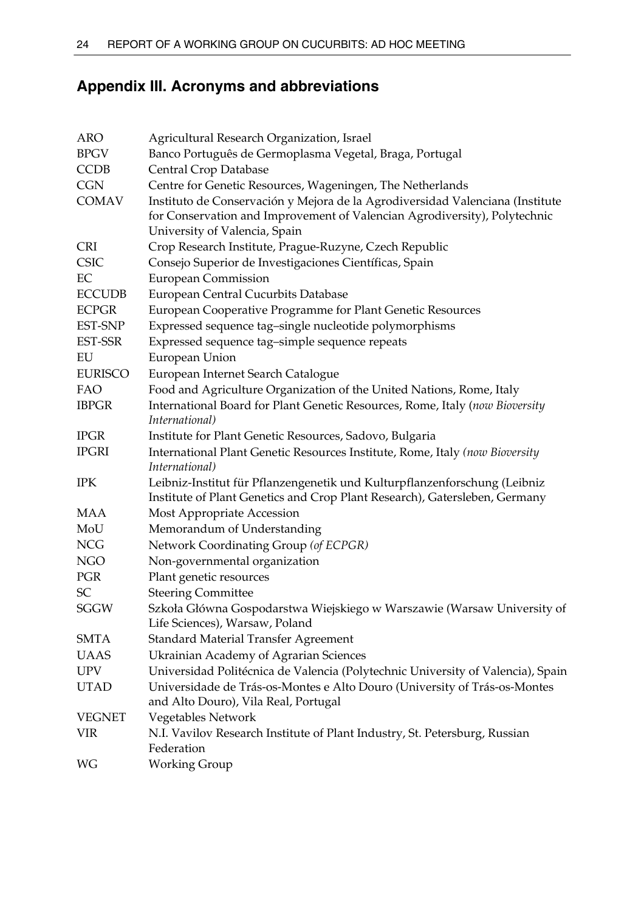## Appendix III. Acronyms and abbreviations

| | |
|---|---|
| ARO | Agricultural Research Organization, Israel |
| BPGV | Banco Português de Germoplasma Vegetal, Braga, Portugal |
| CCDB | Central Crop Database |
| CGN | Centre for Genetic Resources, Wageningen, The Netherlands |
| COMAV | Instituto de Conservación y Mejora de la Agrodiversidad Valenciana (Institute for Conservation and Improvement of Valencian Agrodiversity), Polytechnic University of Valencia, Spain |
| CRI | Crop Research Institute, Prague-Ruzyne, Czech Republic |
| CSIC | Consejo Superior de Investigaciones Científicas, Spain |
| EC | European Commission |
| ECCUDB | European Central Cucurbits Database |
| ECPGR | European Cooperative Programme for Plant Genetic Resources |
| EST-SNP | Expressed sequence tag–single nucleotide polymorphisms |
| EST-SSR | Expressed sequence tag–simple sequence repeats |
| EU | European Union |
| EURISCO | European Internet Search Catalogue |
| FAO | Food and Agriculture Organization of the United Nations, Rome, Italy |
| IBPGR | International Board for Plant Genetic Resources, Rome, Italy (*now Bioversity International)* |
| IPGR | Institute for Plant Genetic Resources, Sadovo, Bulgaria |
| IPGRI | International Plant Genetic Resources Institute, Rome, Italy *(now Bioversity International)* |
| IPK | Leibniz-Institut für Pflanzengenetik und Kulturpflanzenforschung (Leibniz Institute of Plant Genetics and Crop Plant Research), Gatersleben, Germany |
| MAA | Most Appropriate Accession |
| MoU | Memorandum of Understanding |
| NCG | Network Coordinating Group *(of ECPGR)* |
| NGO | Non-governmental organization |
| PGR | Plant genetic resources |
| SC | Steering Committee |
| SGGW | Szkoła Główna Gospodarstwa Wiejskiego w Warszawie (Warsaw University of Life Sciences), Warsaw, Poland |
| SMTA | Standard Material Transfer Agreement |
| UAAS | Ukrainian Academy of Agrarian Sciences |
| UPV | Universidad Politécnica de Valencia (Polytechnic University of Valencia), Spain |
| UTAD | Universidade de Trás-os-Montes e Alto Douro (University of Trás-os-Montes and Alto Douro), Vila Real, Portugal |
| VEGNET | Vegetables Network |
| VIR | N.I. Vavilov Research Institute of Plant Industry, St. Petersburg, Russian Federation |
| WG | Working Group |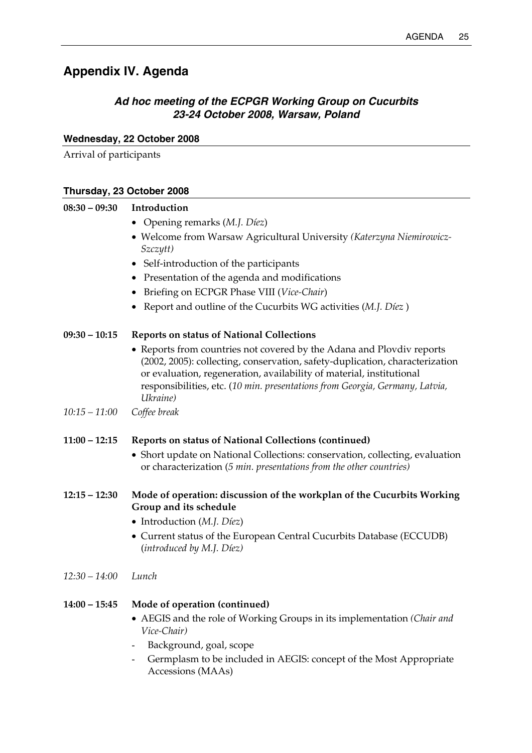# Appendix IV. Agenda

### *Ad hoc meeting of the ECPGR Working Group on Cucurbits*
### *23-24 October 2008, Warsaw, Poland*

#### Wednesday, 22 October 2008

Arrival of participants

#### Thursday, 23 October 2008

**08:30 – 09:30 Introduction**

- Opening remarks (*M.J. Díez*)
- Welcome from Warsaw Agricultural University *(Katerzyna Niemirowicz-Szczytt)*
- Self-introduction of the participants
- Presentation of the agenda and modifications
- Briefing on ECPGR Phase VIII (*Vice-Chair*)
- Report and outline of the Cucurbits WG activities (*M.J. Díez* )

**09:30 – 10:15 Reports on status of National Collections**

- Reports from countries not covered by the Adana and Plovdiv reports (2002, 2005): collecting, conservation, safety-duplication, characterization or evaluation, regeneration, availability of material, institutional responsibilities, etc. (*10 min. presentations from Georgia, Germany, Latvia, Ukraine)*

*10:15 – 11:00 Coffee break*

**11:00 – 12:15 Reports on status of National Collections (continued)**

- Short update on National Collections: conservation, collecting, evaluation or characterization (*5 min. presentations from the other countries)*

**12:15 – 12:30 Mode of operation: discussion of the workplan of the Cucurbits Working Group and its schedule**

- Introduction (*M.J. Díez*)
- Current status of the European Central Cucurbits Database (ECCUDB) (*introduced by M.J. Díez)*

*12:30 – 14:00 Lunch*

**14:00 – 15:45 Mode of operation (continued)**

- AEGIS and the role of Working Groups in its implementation *(Chair and Vice-Chair)*
  - Background, goal, scope
  - Germplasm to be included in AEGIS: concept of the Most Appropriate Accessions (MAAs)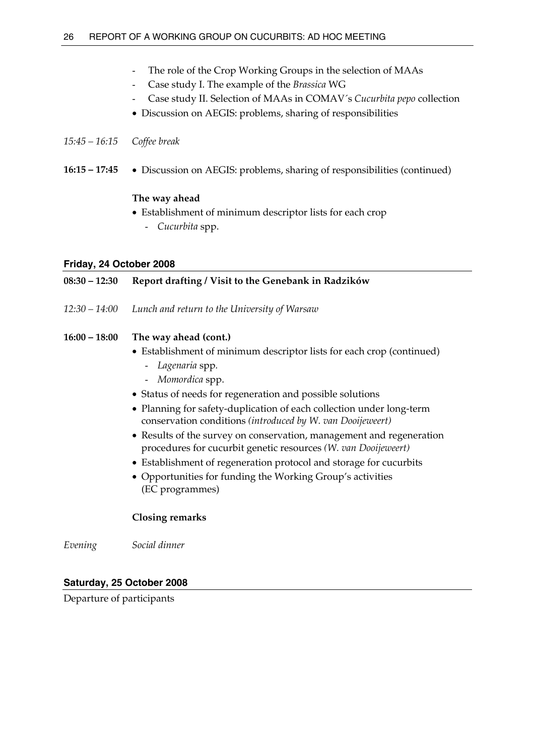- The role of the Crop Working Groups in the selection of MAAs
- Case study I. The example of the *Brassica* WG
- Case study II. Selection of MAAs in COMAV´s *Cucurbita pepo* collection
- Discussion on AEGIS: problems, sharing of responsibilities

*15:45 – 16:15* *Coffee break*

**16:15 – 17:45**

- Discussion on AEGIS: problems, sharing of responsibilities (continued)

**The way ahead**

- Establishment of minimum descriptor lists for each crop
  - *Cucurbita* spp.

## Friday, 24 October 2008

**08:30 – 12:30** **Report drafting / Visit to the Genebank in Radzików**

*12:30 – 14:00* *Lunch and return to the University of Warsaw*

**16:00 – 18:00** **The way ahead (cont.)**

- Establishment of minimum descriptor lists for each crop (continued)
  - *Lagenaria* spp.
  - *Momordica* spp.
- Status of needs for regeneration and possible solutions
- Planning for safety-duplication of each collection under long-term conservation conditions *(introduced by W. van Dooijeweert)*
- Results of the survey on conservation, management and regeneration procedures for cucurbit genetic resources *(W. van Dooijeweert)*
- Establishment of regeneration protocol and storage for cucurbits
- Opportunities for funding the Working Group's activities (EC programmes)

**Closing remarks**

*Evening* *Social dinner*

## Saturday, 25 October 2008

Departure of participants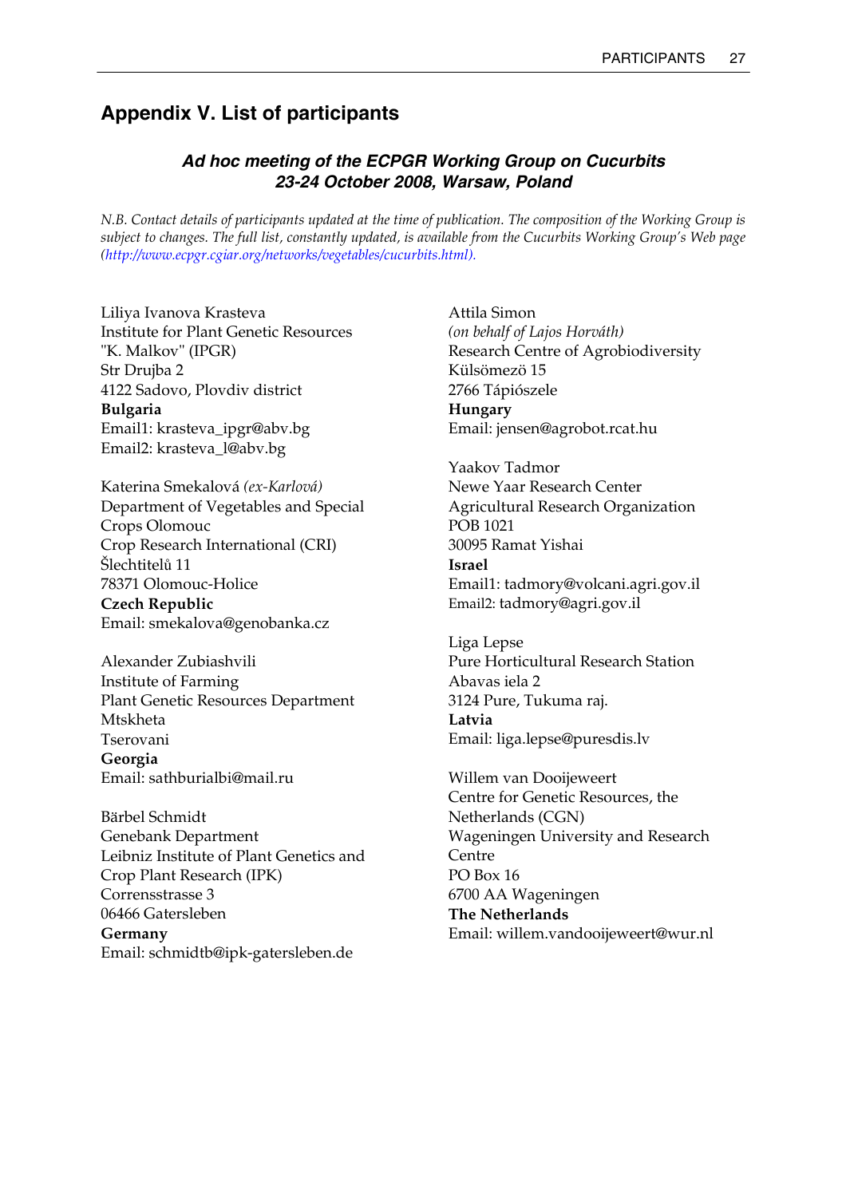## Appendix V. List of participants

### *Ad hoc meeting of the ECPGR Working Group on Cucurbits 23-24 October 2008, Warsaw, Poland*

*N.B. Contact details of participants updated at the time of publication. The composition of the Working Group is subject to changes. The full list, constantly updated, is available from the Cucurbits Working Group's Web page (http://www.ecpgr.cgiar.org/networks/vegetables/cucurbits.html).*

Liliya Ivanova Krasteva
Institute for Plant Genetic Resources "K. Malkov" (IPGR)
Str Drujba 2
4122 Sadovo, Plovdiv district
**Bulgaria**
Email1: krasteva_ipgr@abv.bg
Email2: krasteva_l@abv.bg

Katerina Smekalová *(ex-Karlová)*
Department of Vegetables and Special Crops Olomouc
Crop Research International (CRI)
Šlechtitelů 11
78371 Olomouc-Holice
**Czech Republic**
Email: smekalova@genobanka.cz

Alexander Zubiashvili
Institute of Farming
Plant Genetic Resources Department
Mtskheta
Tserovani
**Georgia**
Email: sathburialbi@mail.ru

Bärbel Schmidt
Genebank Department
Leibniz Institute of Plant Genetics and Crop Plant Research (IPK)
Corrensstrasse 3
06466 Gatersleben
**Germany**
Email: schmidtb@ipk-gatersleben.de

Attila Simon
*(on behalf of Lajos Horváth)*
Research Centre of Agrobiodiversity
Külsömezö 15
2766 Tápiószele
**Hungary**
Email: jensen@agrobot.rcat.hu

Yaakov Tadmor
Newe Yaar Research Center
Agricultural Research Organization
POB 1021
30095 Ramat Yishai
**Israel**
Email1: tadmory@volcani.agri.gov.il
Email2: tadmory@agri.gov.il

Liga Lepse
Pure Horticultural Research Station
Abavas iela 2
3124 Pure, Tukuma raj.
**Latvia**
Email: liga.lepse@puresdis.lv

Willem van Dooijeweert
Centre for Genetic Resources, the Netherlands (CGN)
Wageningen University and Research Centre
PO Box 16
6700 AA Wageningen
**The Netherlands**
Email: willem.vandooijeweert@wur.nl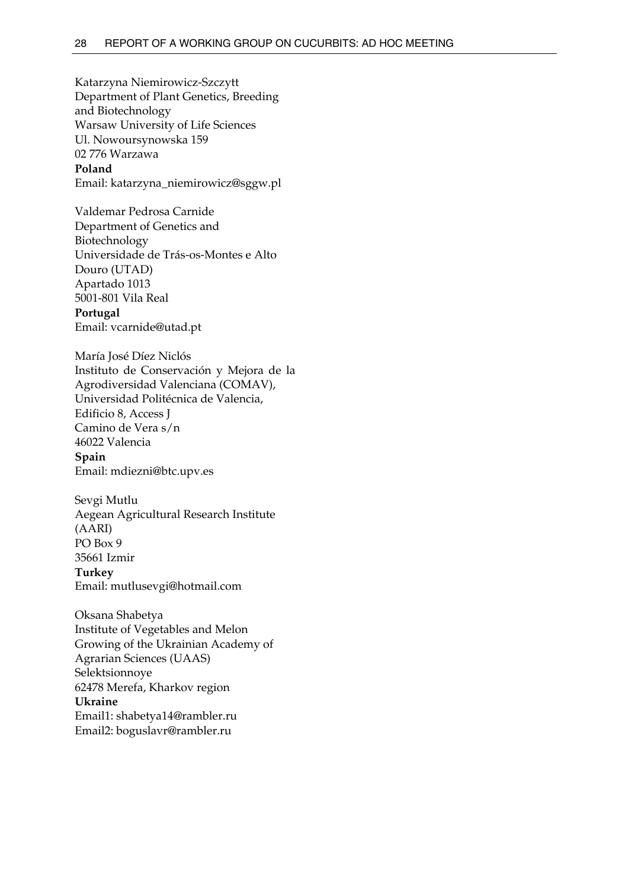Katarzyna Niemirowicz-Szczytt
Department of Plant Genetics, Breeding and Biotechnology
Warsaw University of Life Sciences
Ul. Nowoursynowska 159
02 776 Warzawa
**Poland**
Email: katarzyna_niemirowicz@sggw.pl

Valdemar Pedrosa Carnide
Department of Genetics and Biotechnology
Universidade de Trás-os-Montes e Alto Douro (UTAD)
Apartado 1013
5001-801 Vila Real
**Portugal**
Email: vcarnide@utad.pt

María José Díez Niclós
Instituto de Conservación y Mejora de la Agrodiversidad Valenciana (COMAV),
Universidad Politécnica de Valencia,
Edificio 8, Access J
Camino de Vera s/n
46022 Valencia
**Spain**
Email: mdiezni@btc.upv.es

Sevgi Mutlu
Aegean Agricultural Research Institute (AARI)
PO Box 9
35661 Izmir
**Turkey**
Email: mutlusevgi@hotmail.com

Oksana Shabetya
Institute of Vegetables and Melon Growing of the Ukrainian Academy of Agrarian Sciences (UAAS)
Selektsionnoye
62478 Merefa, Kharkov region
**Ukraine**
Email1: shabetya14@rambler.ru
Email2: boguslavr@rambler.ru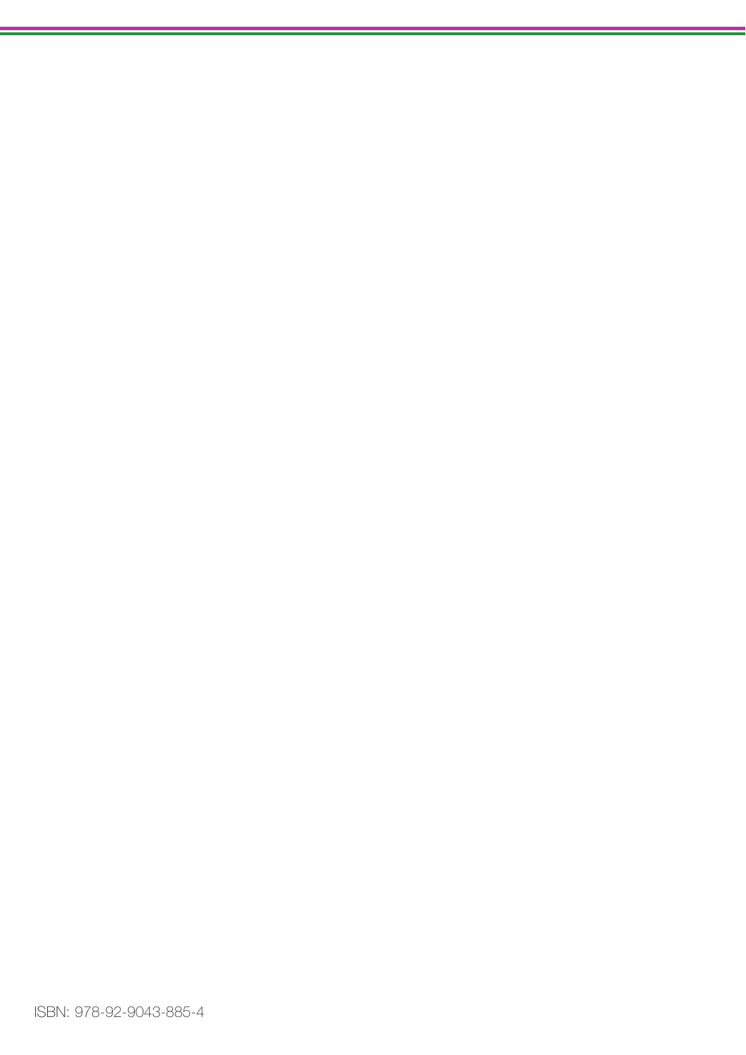ISBN: 978-92-9043-885-4